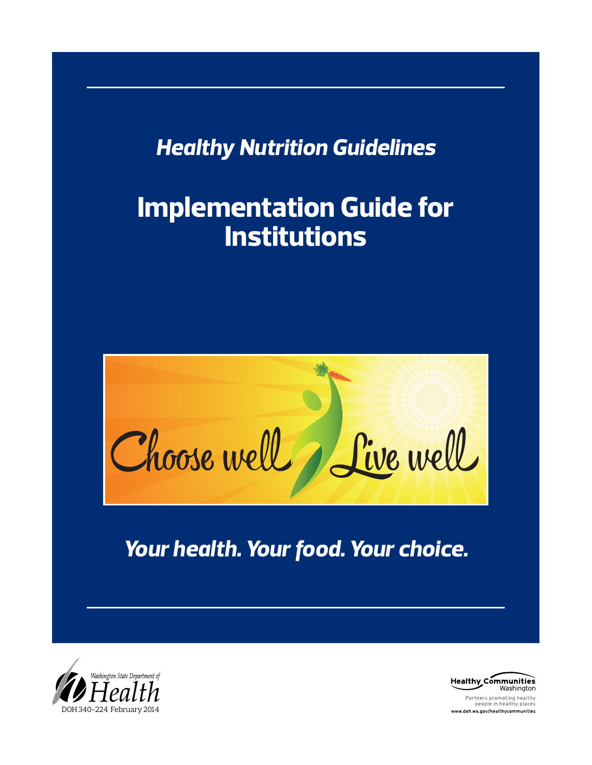*Healthy Nutrition Guidelines*

# Implementation Guide for Institutions

Choose well Live well

*Your health. Your food. Your choice.*

Washington State Department of Health

DOH 340-224 February 2014

Healthy Communities Washington

Partners promoting healthy people in healthy places

www.doh.wa.gov/healthycommunities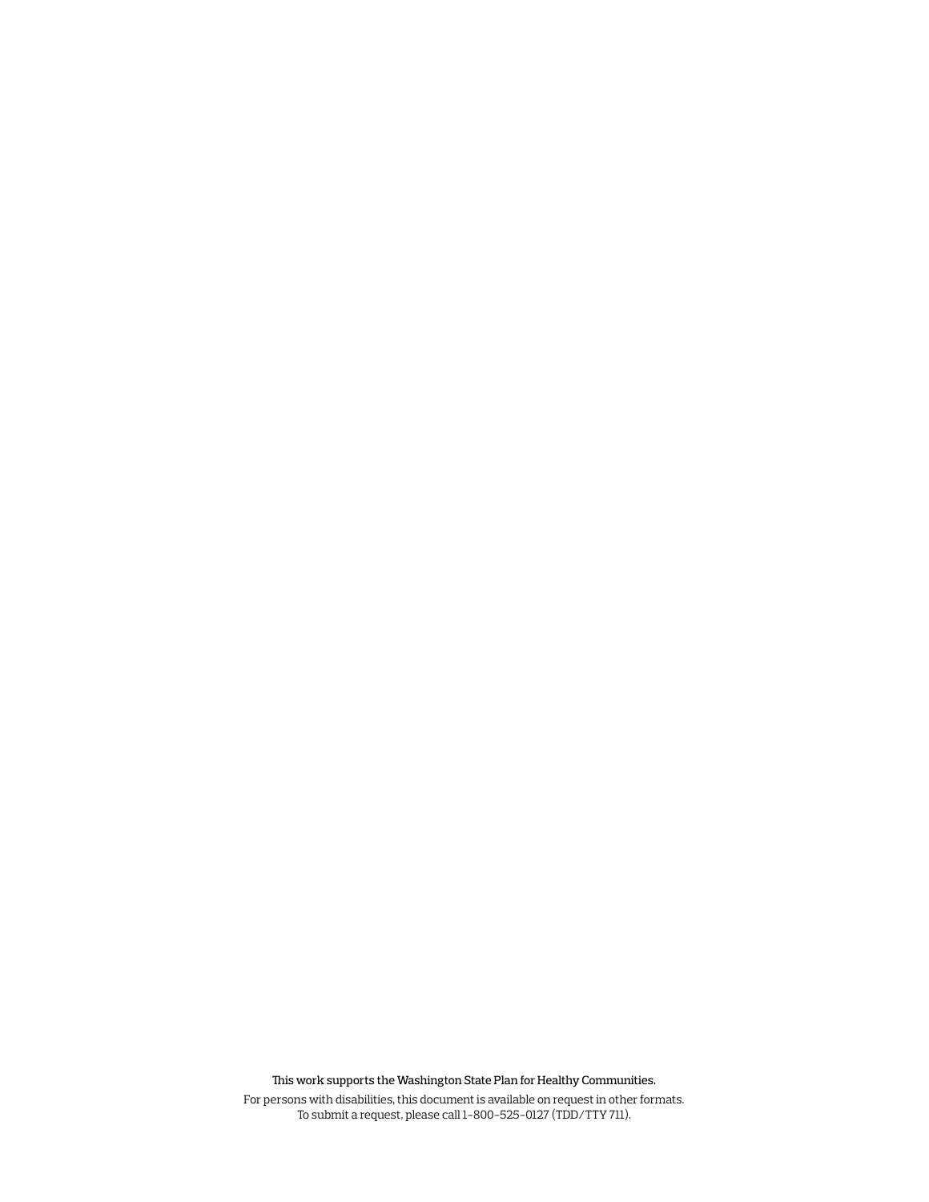This work supports the Washington State Plan for Healthy Communities.

For persons with disabilities, this document is available on request in other formats.
To submit a request, please call 1-800-525-0127 (TDD/TTY 711).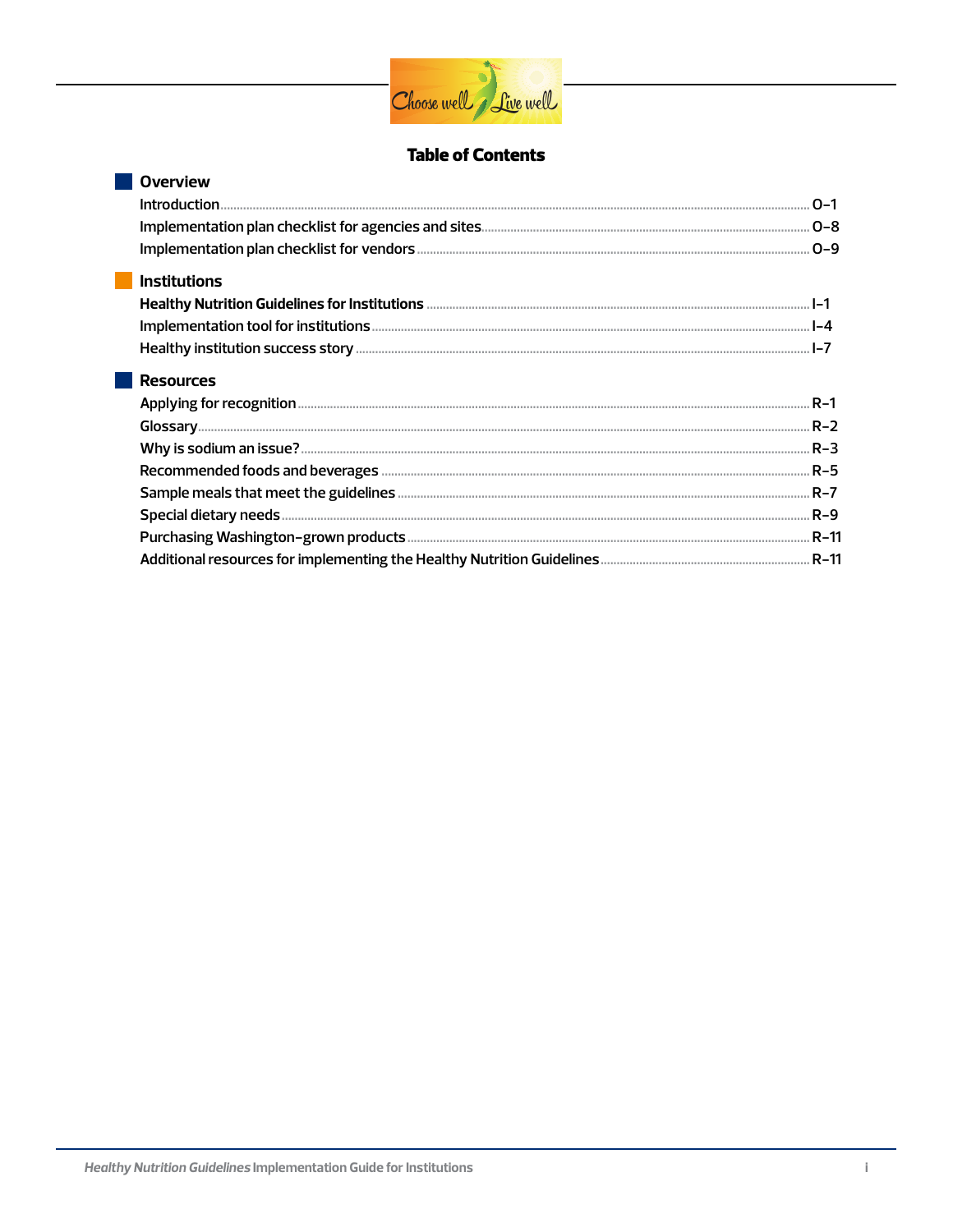# Table of Contents

## Overview

Introduction ........ O-1
Implementation plan checklist for agencies and sites ........ O-8
Implementation plan checklist for vendors ........ O-9

## Institutions

**Healthy Nutrition Guidelines for Institutions** ........ I-1
Implementation tool for institutions ........ I-4
Healthy institution success story ........ I-7

## Resources

Applying for recognition ........ R-1
Glossary ........ R-2
Why is sodium an issue? ........ R-3
Recommended foods and beverages ........ R-5
Sample meals that meet the guidelines ........ R-7
Special dietary needs ........ R-9
Purchasing Washington-grown products ........ R-11
Additional resources for implementing the Healthy Nutrition Guidelines ........ R-11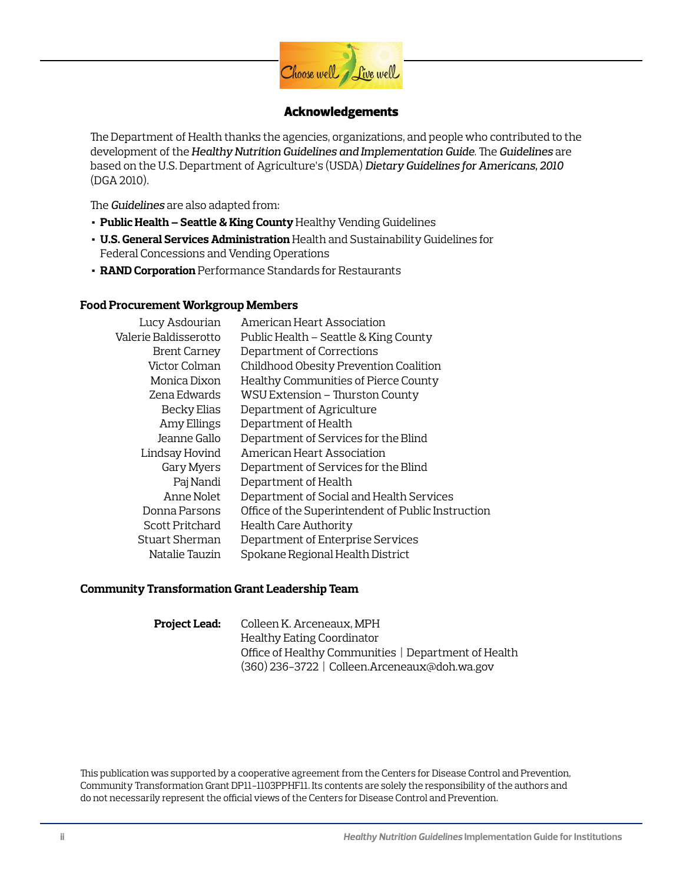## Acknowledgements

The Department of Health thanks the agencies, organizations, and people who contributed to the development of the *Healthy Nutrition Guidelines and Implementation Guide*. The *Guidelines* are based on the U.S. Department of Agriculture's (USDA) *Dietary Guidelines for Americans, 2010* (DGA 2010).

The *Guidelines* are also adapted from:

- **Public Health – Seattle & King County** Healthy Vending Guidelines
- **U.S. General Services Administration** Health and Sustainability Guidelines for Federal Concessions and Vending Operations
- **RAND Corporation** Performance Standards for Restaurants

### Food Procurement Workgroup Members

| | |
|---|---|
| Lucy Asdourian | American Heart Association |
| Valerie Baldisserotto | Public Health – Seattle & King County |
| Brent Carney | Department of Corrections |
| Victor Colman | Childhood Obesity Prevention Coalition |
| Monica Dixon | Healthy Communities of Pierce County |
| Zena Edwards | WSU Extension – Thurston County |
| Becky Elias | Department of Agriculture |
| Amy Ellings | Department of Health |
| Jeanne Gallo | Department of Services for the Blind |
| Lindsay Hovind | American Heart Association |
| Gary Myers | Department of Services for the Blind |
| Paj Nandi | Department of Health |
| Anne Nolet | Department of Social and Health Services |
| Donna Parsons | Office of the Superintendent of Public Instruction |
| Scott Pritchard | Health Care Authority |
| Stuart Sherman | Department of Enterprise Services |
| Natalie Tauzin | Spokane Regional Health District |

### Community Transformation Grant Leadership Team

**Project Lead:** Colleen K. Arceneaux, MPH
Healthy Eating Coordinator
Office of Healthy Communities | Department of Health
(360) 236-3722 | Colleen.Arceneaux@doh.wa.gov

This publication was supported by a cooperative agreement from the Centers for Disease Control and Prevention, Community Transformation Grant DP11-1103PPHF11. Its contents are solely the responsibility of the authors and do not necessarily represent the official views of the Centers for Disease Control and Prevention.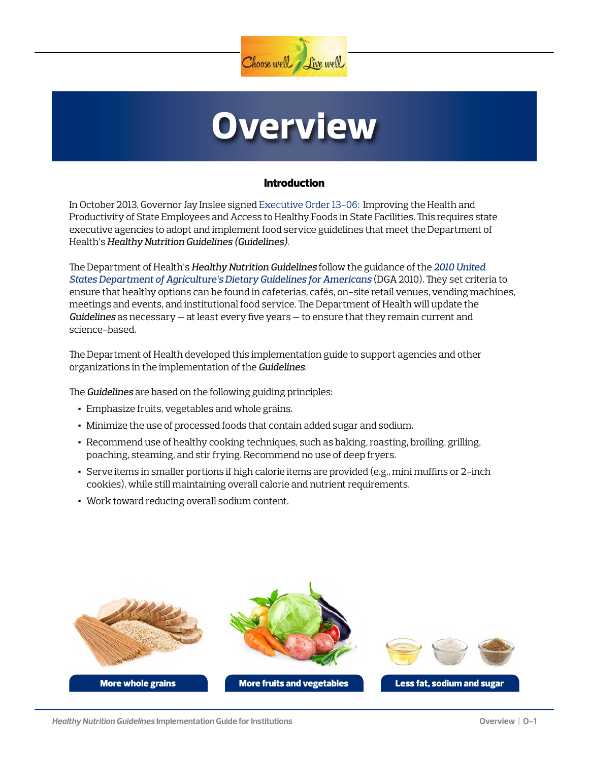# Overview

### Introduction

In October 2013, Governor Jay Inslee signed Executive Order 13-06: Improving the Health and Productivity of State Employees and Access to Healthy Foods in State Facilities. This requires state executive agencies to adopt and implement food service guidelines that meet the Department of Health's *Healthy Nutrition Guidelines (Guidelines)*.

The Department of Health's *Healthy Nutrition Guidelines* follow the guidance of the *2010 United States Department of Agriculture's Dietary Guidelines for Americans* (DGA 2010). They set criteria to ensure that healthy options can be found in cafeterias, cafés, on-site retail venues, vending machines, meetings and events, and institutional food service. The Department of Health will update the *Guidelines* as necessary — at least every five years — to ensure that they remain current and science-based.

The Department of Health developed this implementation guide to support agencies and other organizations in the implementation of the *Guidelines*.

The *Guidelines* are based on the following guiding principles:

- Emphasize fruits, vegetables and whole grains.
- Minimize the use of processed foods that contain added sugar and sodium.
- Recommend use of healthy cooking techniques, such as baking, roasting, broiling, grilling, poaching, steaming, and stir frying. Recommend no use of deep fryers.
- Serve items in smaller portions if high calorie items are provided (e.g., mini muffins or 2-inch cookies), while still maintaining overall calorie and nutrient requirements.
- Work toward reducing overall sodium content.

**More whole grains** | **More fruits and vegetables** | **Less fat, sodium and sugar**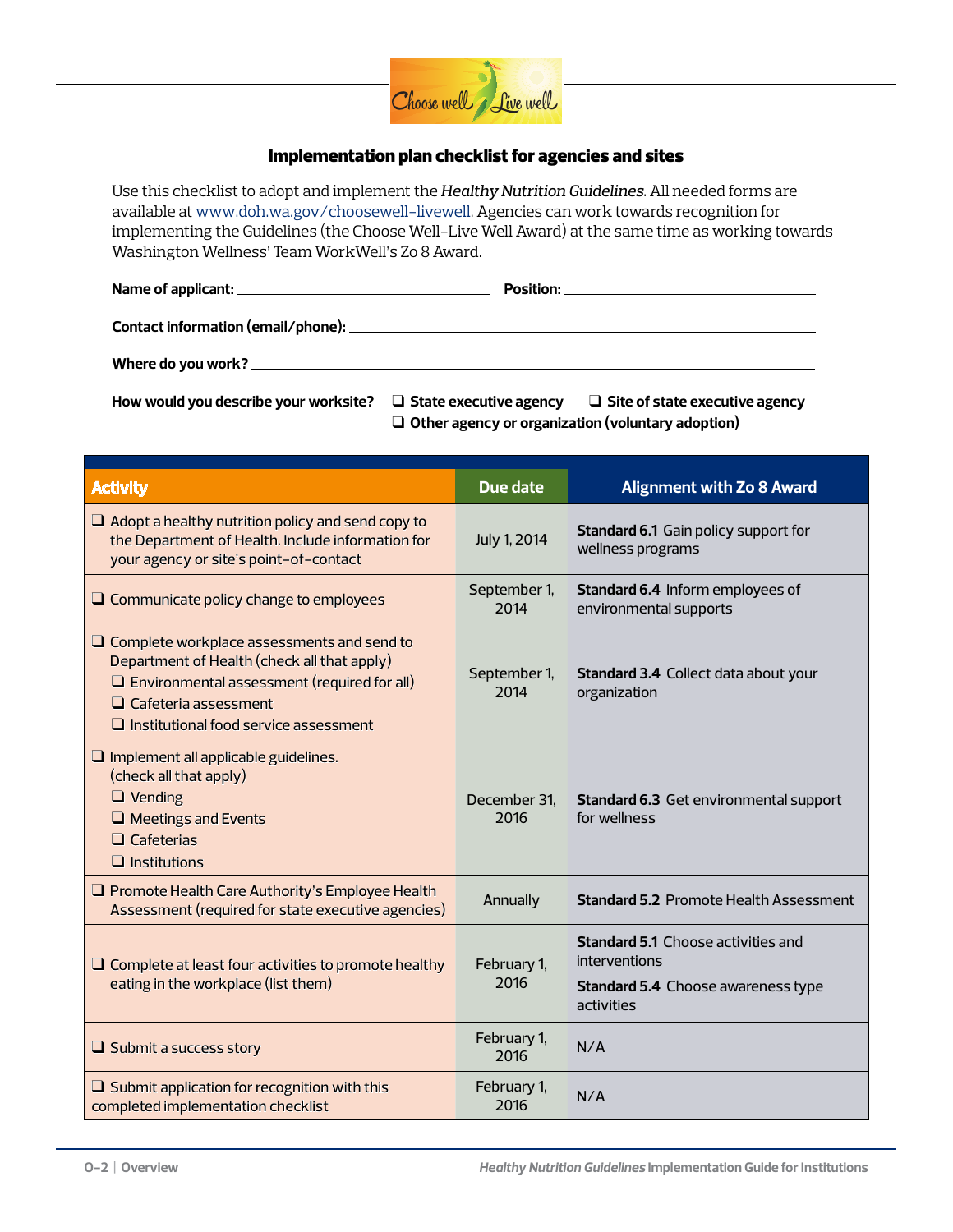## Implementation plan checklist for agencies and sites

Use this checklist to adopt and implement the *Healthy Nutrition Guidelines*. All needed forms are available at www.doh.wa.gov/choosewell-livewell. Agencies can work towards recognition for implementing the Guidelines (the Choose Well-Live Well Award) at the same time as working towards Washington Wellness' Team WorkWell's Zo 8 Award.

**Name of applicant:** ______________________ **Position:** ______________________

**Contact information (email/phone):** ______________________

**Where do you work?** ______________________

**How would you describe your worksite?** ❑ **State executive agency** ❑ **Site of state executive agency** ❑ **Other agency or organization (voluntary adoption)**

| Activity | Due date | Alignment with Zo 8 Award |
|---|---|---|
| ❑ Adopt a healthy nutrition policy and send copy to the Department of Health. Include information for your agency or site's point-of-contact | July 1, 2014 | **Standard 6.1** Gain policy support for wellness programs |
| ❑ Communicate policy change to employees | September 1, 2014 | **Standard 6.4** Inform employees of environmental supports |
| ❑ Complete workplace assessments and send to Department of Health (check all that apply)<br>❑ Environmental assessment (required for all)<br>❑ Cafeteria assessment<br>❑ Institutional food service assessment | September 1, 2014 | **Standard 3.4** Collect data about your organization |
| ❑ Implement all applicable guidelines. (check all that apply)<br>❑ Vending<br>❑ Meetings and Events<br>❑ Cafeterias<br>❑ Institutions | December 31, 2016 | **Standard 6.3** Get environmental support for wellness |
| ❑ Promote Health Care Authority's Employee Health Assessment (required for state executive agencies) | Annually | **Standard 5.2** Promote Health Assessment |
| ❑ Complete at least four activities to promote healthy eating in the workplace (list them) | February 1, 2016 | **Standard 5.1** Choose activities and interventions<br>**Standard 5.4** Choose awareness type activities |
| ❑ Submit a success story | February 1, 2016 | N/A |
| ❑ Submit application for recognition with this completed implementation checklist | February 1, 2016 | N/A |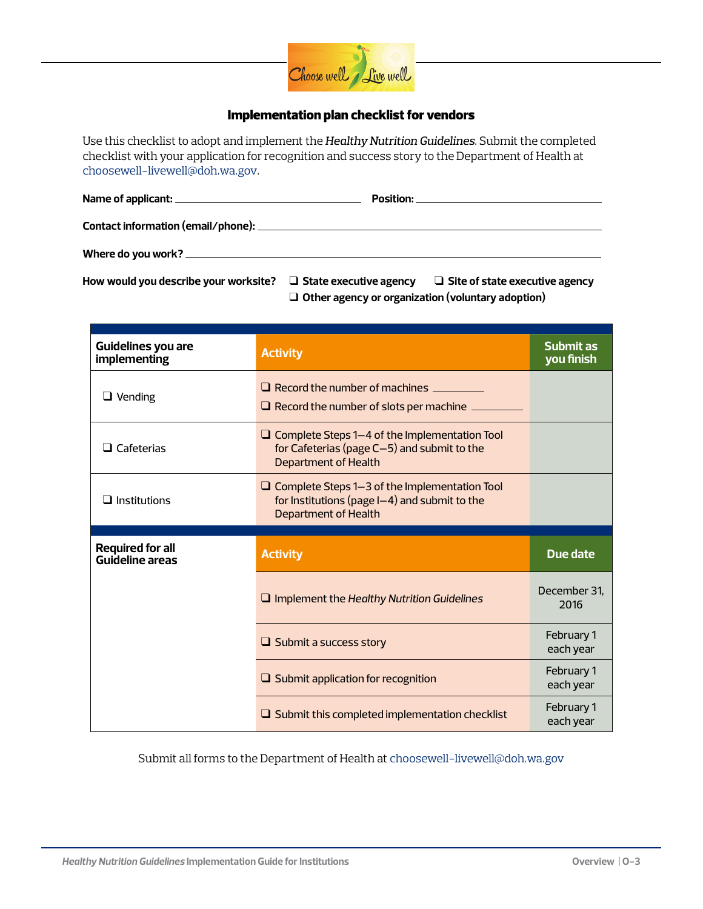## Implementation plan checklist for vendors

Use this checklist to adopt and implement the *Healthy Nutrition Guidelines*. Submit the completed checklist with your application for recognition and success story to the Department of Health at choosewell-livewell@doh.wa.gov.

**Name of applicant:** ______________________ **Position:** ______________________

**Contact information (email/phone):** ______________________

**Where do you work?** ______________________

**How would you describe your worksite?** ❑ **State executive agency** ❑ **Site of state executive agency** ❑ **Other agency or organization (voluntary adoption)**

| Guidelines you are implementing | Activity | Submit as you finish |
|---|---|---|
| ❑ Vending | ❑ Record the number of machines ________<br>❑ Record the number of slots per machine ________ | |
| ❑ Cafeterias | ❑ Complete Steps 1–4 of the Implementation Tool for Cafeterias (page C–5) and submit to the Department of Health | |
| ❑ Institutions | ❑ Complete Steps 1–3 of the Implementation Tool for Institutions (page I–4) and submit to the Department of Health | |
| **Required for all Guideline areas** | **Activity** | **Due date** |
| | ❑ Implement the *Healthy Nutrition Guidelines* | December 31, 2016 |
| | ❑ Submit a success story | February 1 each year |
| | ❑ Submit application for recognition | February 1 each year |
| | ❑ Submit this completed implementation checklist | February 1 each year |

Submit all forms to the Department of Health at choosewell-livewell@doh.wa.gov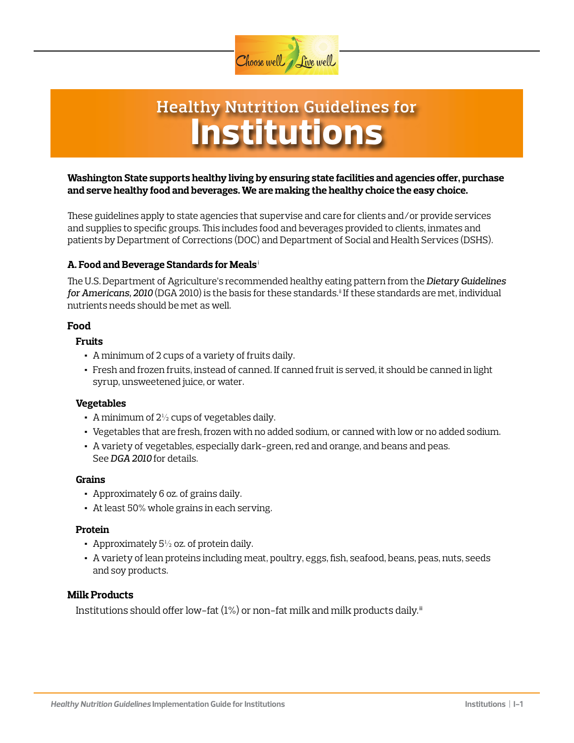# Healthy Nutrition Guidelines for Institutions

**Washington State supports healthy living by ensuring state facilities and agencies offer, purchase and serve healthy food and beverages. We are making the healthy choice the easy choice.**

These guidelines apply to state agencies that supervise and care for clients and/or provide services and supplies to specific groups. This includes food and beverages provided to clients, inmates and patients by Department of Corrections (DOC) and Department of Social and Health Services (DSHS).

### A. Food and Beverage Standards for Meals[i]

The U.S. Department of Agriculture's recommended healthy eating pattern from the *Dietary Guidelines for Americans, 2010* (DGA 2010) is the basis for these standards.[ii] If these standards are met, individual nutrients needs should be met as well.

#### Food

**Fruits**

- A minimum of 2 cups of a variety of fruits daily.
- Fresh and frozen fruits, instead of canned. If canned fruit is served, it should be canned in light syrup, unsweetened juice, or water.

**Vegetables**

- A minimum of 2½ cups of vegetables daily.
- Vegetables that are fresh, frozen with no added sodium, or canned with low or no added sodium.
- A variety of vegetables, especially dark-green, red and orange, and beans and peas. See *DGA 2010* for details.

**Grains**

- Approximately 6 oz. of grains daily.
- At least 50% whole grains in each serving.

**Protein**

- Approximately 5½ oz. of protein daily.
- A variety of lean proteins including meat, poultry, eggs, fish, seafood, beans, peas, nuts, seeds and soy products.

#### Milk Products

Institutions should offer low-fat (1%) or non-fat milk and milk products daily.[iii]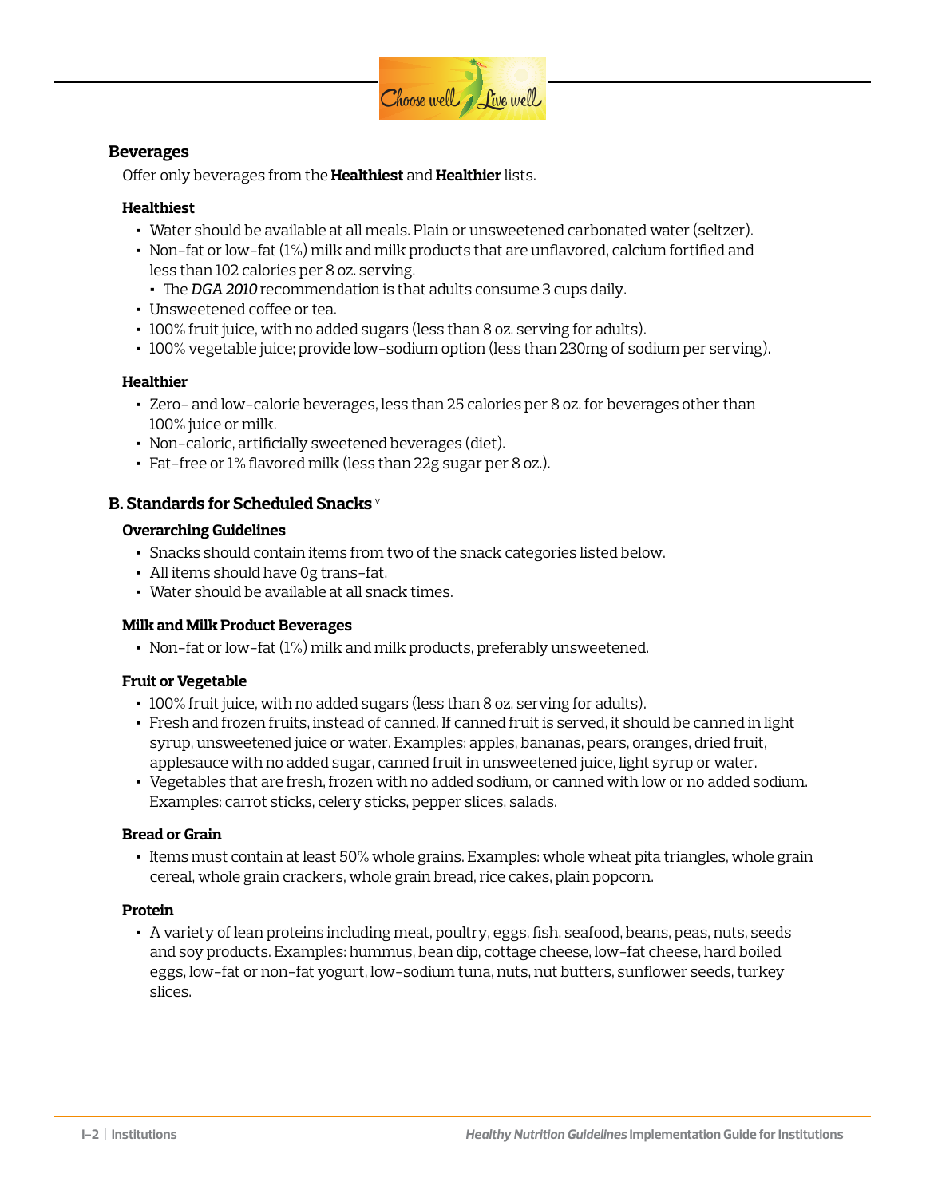## Beverages

Offer only beverages from the **Healthiest** and **Healthier** lists.

### Healthiest

- Water should be available at all meals. Plain or unsweetened carbonated water (seltzer).
- Non-fat or low-fat (1%) milk and milk products that are unflavored, calcium fortified and less than 102 calories per 8 oz. serving.
  - The *DGA 2010* recommendation is that adults consume 3 cups daily.
- Unsweetened coffee or tea.
- 100% fruit juice, with no added sugars (less than 8 oz. serving for adults).
- 100% vegetable juice; provide low-sodium option (less than 230mg of sodium per serving).

### Healthier

- Zero- and low-calorie beverages, less than 25 calories per 8 oz. for beverages other than 100% juice or milk.
- Non-caloric, artificially sweetened beverages (diet).
- Fat-free or 1% flavored milk (less than 22g sugar per 8 oz.).

## B. Standards for Scheduled Snacks[iv]

### Overarching Guidelines

- Snacks should contain items from two of the snack categories listed below.
- All items should have 0g trans-fat.
- Water should be available at all snack times.

### Milk and Milk Product Beverages

- Non-fat or low-fat (1%) milk and milk products, preferably unsweetened.

### Fruit or Vegetable

- 100% fruit juice, with no added sugars (less than 8 oz. serving for adults).
- Fresh and frozen fruits, instead of canned. If canned fruit is served, it should be canned in light syrup, unsweetened juice or water. Examples: apples, bananas, pears, oranges, dried fruit, applesauce with no added sugar, canned fruit in unsweetened juice, light syrup or water.
- Vegetables that are fresh, frozen with no added sodium, or canned with low or no added sodium. Examples: carrot sticks, celery sticks, pepper slices, salads.

### Bread or Grain

- Items must contain at least 50% whole grains. Examples: whole wheat pita triangles, whole grain cereal, whole grain crackers, whole grain bread, rice cakes, plain popcorn.

### Protein

- A variety of lean proteins including meat, poultry, eggs, fish, seafood, beans, peas, nuts, seeds and soy products. Examples: hummus, bean dip, cottage cheese, low-fat cheese, hard boiled eggs, low-fat or non-fat yogurt, low-sodium tuna, nuts, nut butters, sunflower seeds, turkey slices.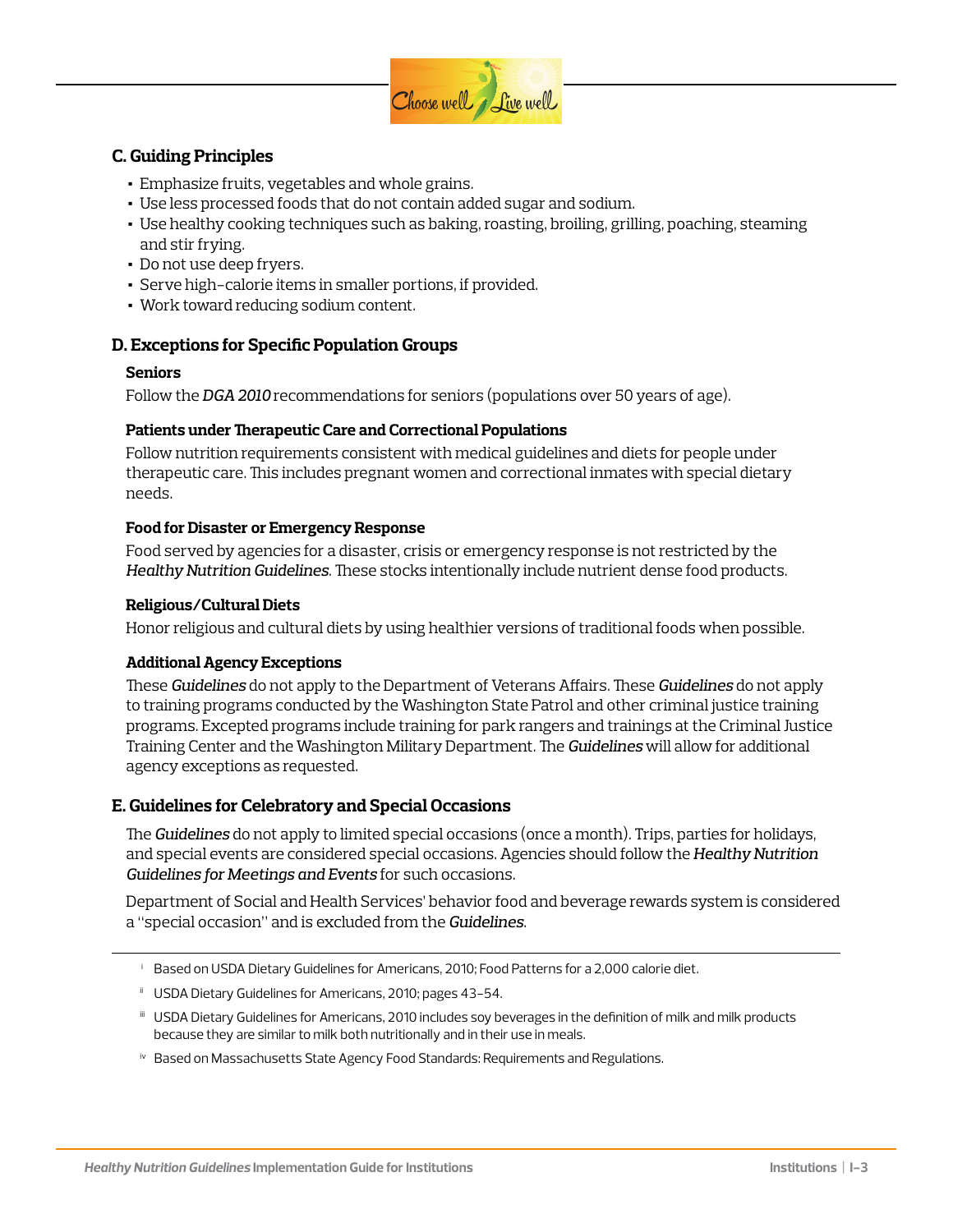## C. Guiding Principles

- Emphasize fruits, vegetables and whole grains.
- Use less processed foods that do not contain added sugar and sodium.
- Use healthy cooking techniques such as baking, roasting, broiling, grilling, poaching, steaming and stir frying.
- Do not use deep fryers.
- Serve high-calorie items in smaller portions, if provided.
- Work toward reducing sodium content.

## D. Exceptions for Specific Population Groups

### Seniors

Follow the *DGA 2010* recommendations for seniors (populations over 50 years of age).

### Patients under Therapeutic Care and Correctional Populations

Follow nutrition requirements consistent with medical guidelines and diets for people under therapeutic care. This includes pregnant women and correctional inmates with special dietary needs.

### Food for Disaster or Emergency Response

Food served by agencies for a disaster, crisis or emergency response is not restricted by the *Healthy Nutrition Guidelines*. These stocks intentionally include nutrient dense food products.

### Religious/Cultural Diets

Honor religious and cultural diets by using healthier versions of traditional foods when possible.

### Additional Agency Exceptions

These *Guidelines* do not apply to the Department of Veterans Affairs. These *Guidelines* do not apply to training programs conducted by the Washington State Patrol and other criminal justice training programs. Excepted programs include training for park rangers and trainings at the Criminal Justice Training Center and the Washington Military Department. The *Guidelines* will allow for additional agency exceptions as requested.

## E. Guidelines for Celebratory and Special Occasions

The *Guidelines* do not apply to limited special occasions (once a month). Trips, parties for holidays, and special events are considered special occasions. Agencies should follow the *Healthy Nutrition Guidelines for Meetings and Events* for such occasions.

Department of Social and Health Services' behavior food and beverage rewards system is considered a "special occasion" and is excluded from the *Guidelines*.

---

[i] Based on USDA Dietary Guidelines for Americans, 2010; Food Patterns for a 2,000 calorie diet.

[ii] USDA Dietary Guidelines for Americans, 2010; pages 43–54.

[iii] USDA Dietary Guidelines for Americans, 2010 includes soy beverages in the definition of milk and milk products because they are similar to milk both nutritionally and in their use in meals.

[iv] Based on Massachusetts State Agency Food Standards: Requirements and Regulations.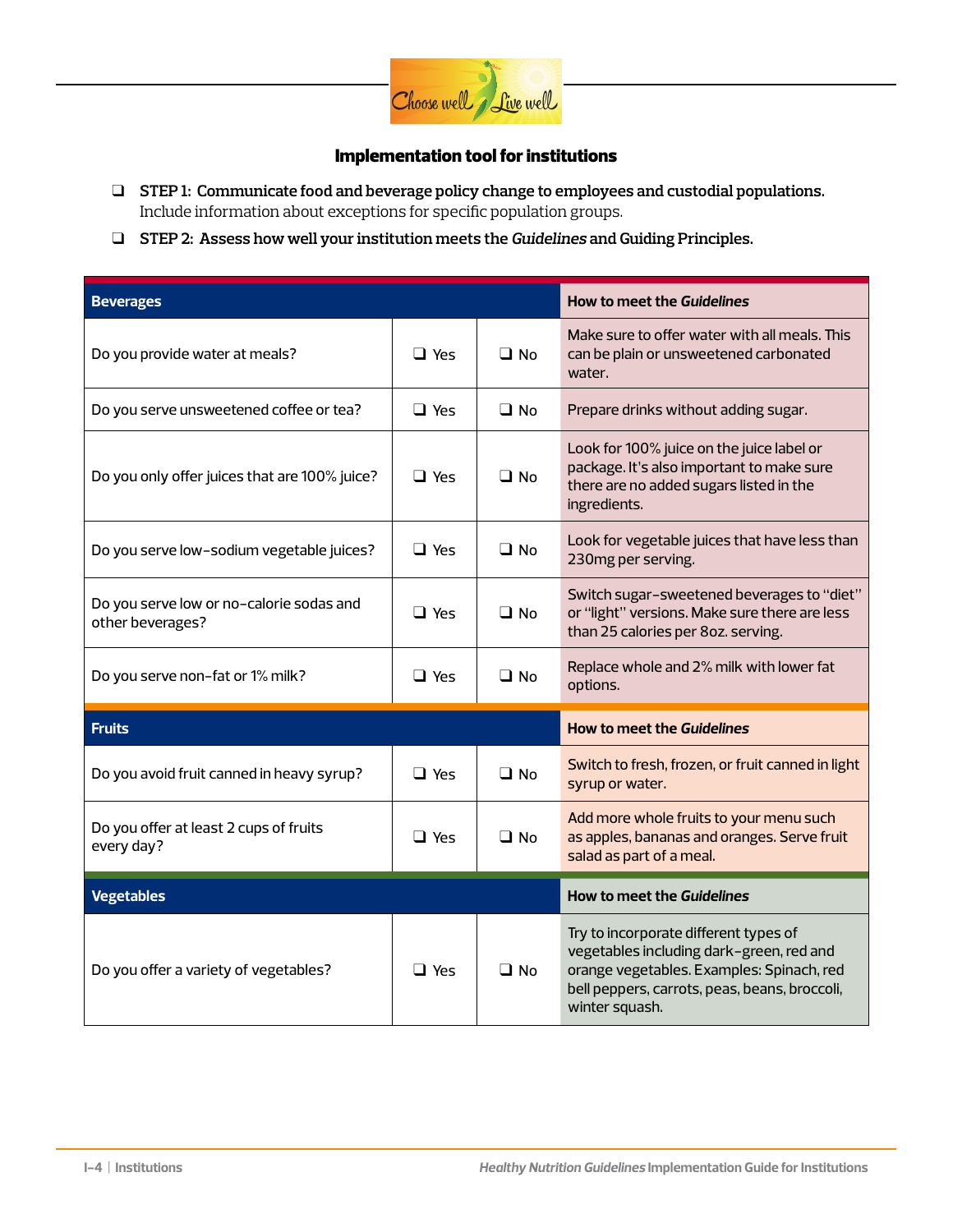## Implementation tool for institutions

- ❑ **STEP 1: Communicate food and beverage policy change to employees and custodial populations.** Include information about exceptions for specific population groups.
- ❑ **STEP 2: Assess how well your institution meets the *Guidelines* and Guiding Principles.**

| **Beverages** | | | **How to meet the *Guidelines*** |
|---|---|---|---|
| Do you provide water at meals? | ❑ Yes | ❑ No | Make sure to offer water with all meals. This can be plain or unsweetened carbonated water. |
| Do you serve unsweetened coffee or tea? | ❑ Yes | ❑ No | Prepare drinks without adding sugar. |
| Do you only offer juices that are 100% juice? | ❑ Yes | ❑ No | Look for 100% juice on the juice label or package. It's also important to make sure there are no added sugars listed in the ingredients. |
| Do you serve low-sodium vegetable juices? | ❑ Yes | ❑ No | Look for vegetable juices that have less than 230mg per serving. |
| Do you serve low or no-calorie sodas and other beverages? | ❑ Yes | ❑ No | Switch sugar-sweetened beverages to "diet" or "light" versions. Make sure there are less than 25 calories per 8oz. serving. |
| Do you serve non-fat or 1% milk? | ❑ Yes | ❑ No | Replace whole and 2% milk with lower fat options. |
| **Fruits** | | | **How to meet the *Guidelines*** |
| Do you avoid fruit canned in heavy syrup? | ❑ Yes | ❑ No | Switch to fresh, frozen, or fruit canned in light syrup or water. |
| Do you offer at least 2 cups of fruits every day? | ❑ Yes | ❑ No | Add more whole fruits to your menu such as apples, bananas and oranges. Serve fruit salad as part of a meal. |
| **Vegetables** | | | **How to meet the *Guidelines*** |
| Do you offer a variety of vegetables? | ❑ Yes | ❑ No | Try to incorporate different types of vegetables including dark-green, red and orange vegetables. Examples: Spinach, red bell peppers, carrots, peas, beans, broccoli, winter squash. |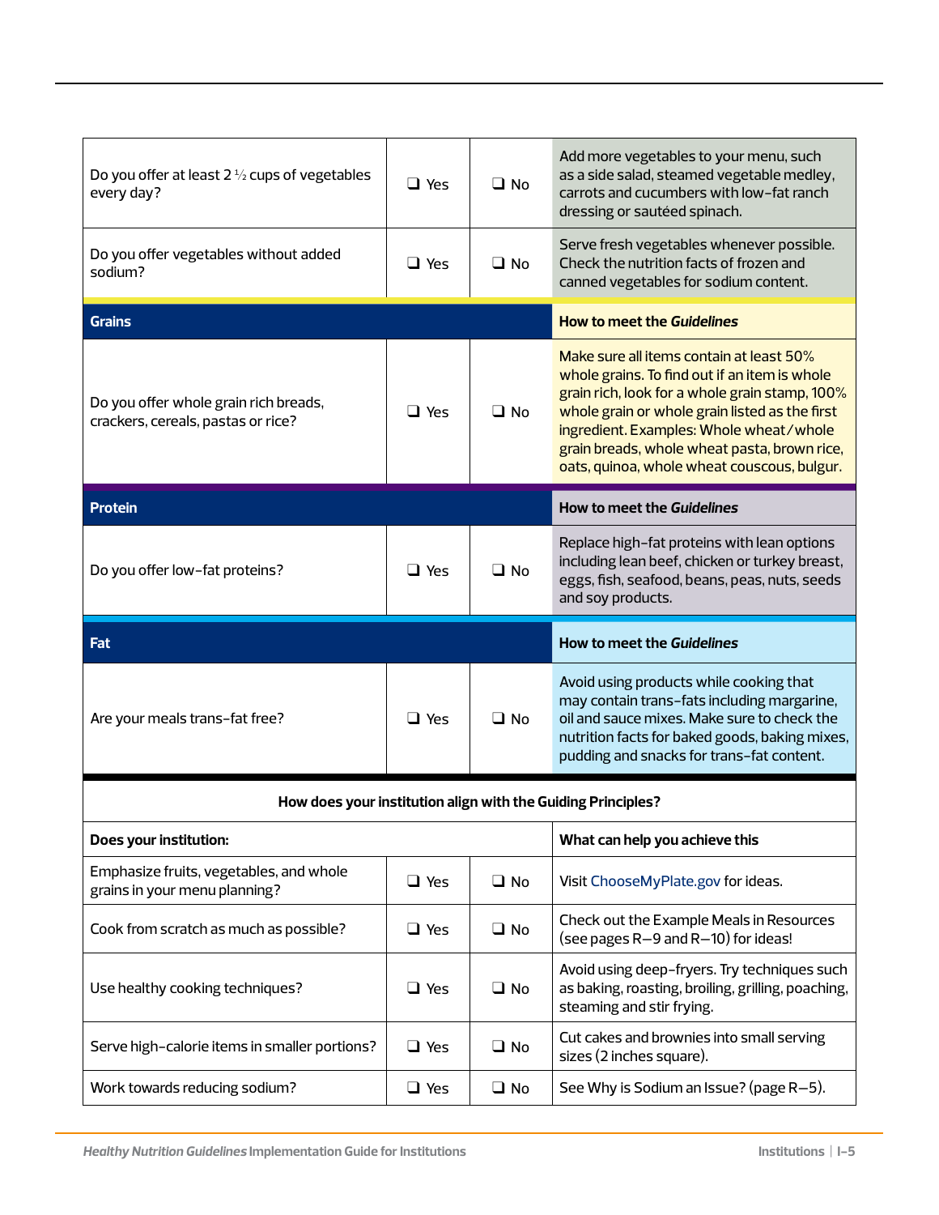| | | | |
|---|---|---|---|
| Do you offer at least 2 ½ cups of vegetables every day? | ❑ Yes | ❑ No | Add more vegetables to your menu, such as a side salad, steamed vegetable medley, carrots and cucumbers with low-fat ranch dressing or sautéed spinach. |
| Do you offer vegetables without added sodium? | ❑ Yes | ❑ No | Serve fresh vegetables whenever possible. Check the nutrition facts of frozen and canned vegetables for sodium content. |
| **Grains** | | | **How to meet the *Guidelines*** |
| Do you offer whole grain rich breads, crackers, cereals, pastas or rice? | ❑ Yes | ❑ No | Make sure all items contain at least 50% whole grains. To find out if an item is whole grain rich, look for a whole grain stamp, 100% whole grain or whole grain listed as the first ingredient. Examples: Whole wheat/whole grain breads, whole wheat pasta, brown rice, oats, quinoa, whole wheat couscous, bulgur. |
| **Protein** | | | **How to meet the *Guidelines*** |
| Do you offer low-fat proteins? | ❑ Yes | ❑ No | Replace high-fat proteins with lean options including lean beef, chicken or turkey breast, eggs, fish, seafood, beans, peas, nuts, seeds and soy products. |
| **Fat** | | | **How to meet the *Guidelines*** |
| Are your meals trans-fat free? | ❑ Yes | ❑ No | Avoid using products while cooking that may contain trans-fats including margarine, oil and sauce mixes. Make sure to check the nutrition facts for baked goods, baking mixes, pudding and snacks for trans-fat content. |

**How does your institution align with the Guiding Principles?**

| **Does your institution:** | | | **What can help you achieve this** |
|---|---|---|---|
| Emphasize fruits, vegetables, and whole grains in your menu planning? | ❑ Yes | ❑ No | Visit ChooseMyPlate.gov for ideas. |
| Cook from scratch as much as possible? | ❑ Yes | ❑ No | Check out the Example Meals in Resources (see pages R–9 and R–10) for ideas! |
| Use healthy cooking techniques? | ❑ Yes | ❑ No | Avoid using deep-fryers. Try techniques such as baking, roasting, broiling, grilling, poaching, steaming and stir frying. |
| Serve high-calorie items in smaller portions? | ❑ Yes | ❑ No | Cut cakes and brownies into small serving sizes (2 inches square). |
| Work towards reducing sodium? | ❑ Yes | ❑ No | See Why is Sodium an Issue? (page R–5). |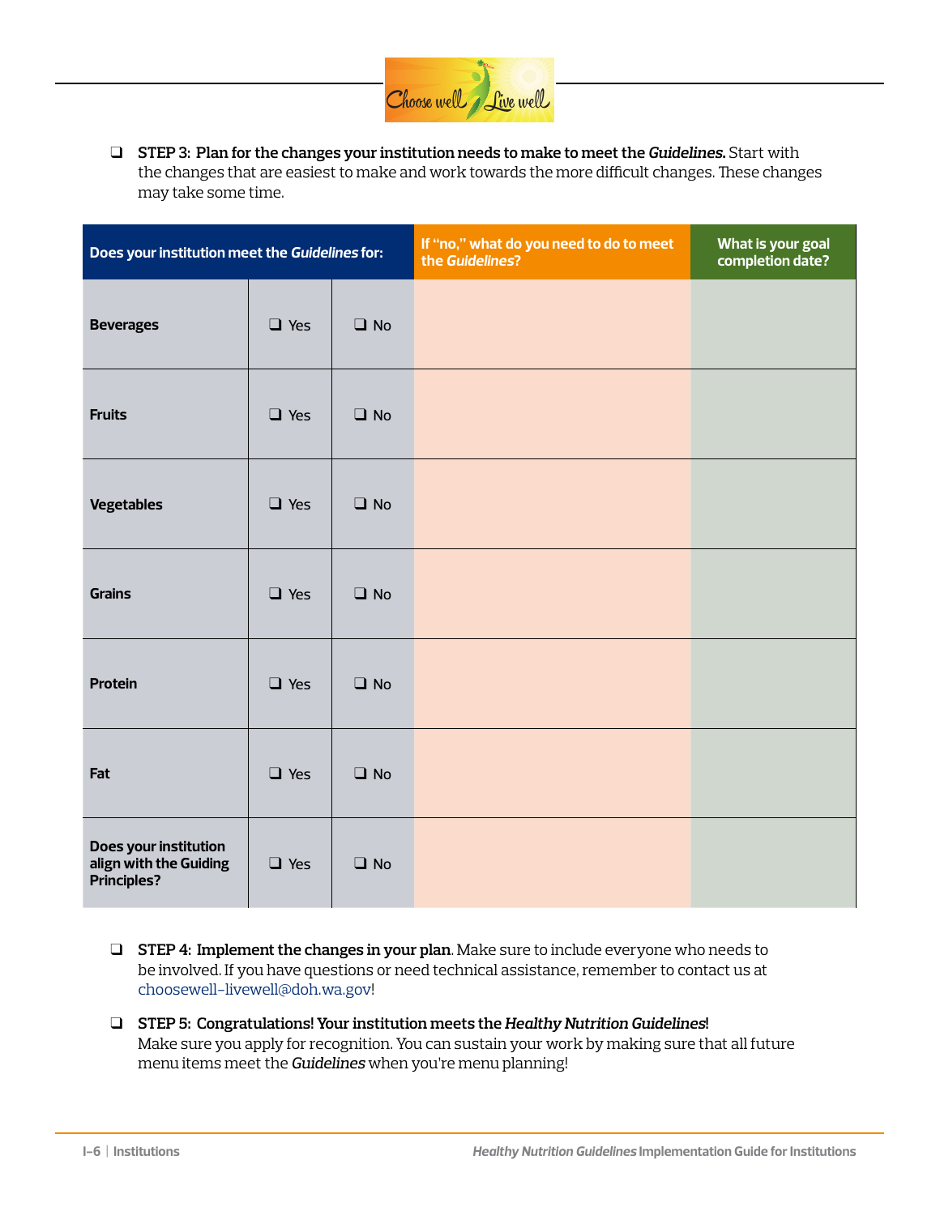- ❑ **STEP 3: Plan for the changes your institution needs to make to meet the *Guidelines.*** Start with the changes that are easiest to make and work towards the more difficult changes. These changes may take some time.

| Does your institution meet the *Guidelines* for: | | | If "no," what do you need to do to meet the *Guidelines*? | What is your goal completion date? |
|---|---|---|---|---|
| **Beverages** | ❑ Yes | ❑ No | | |
| **Fruits** | ❑ Yes | ❑ No | | |
| **Vegetables** | ❑ Yes | ❑ No | | |
| **Grains** | ❑ Yes | ❑ No | | |
| **Protein** | ❑ Yes | ❑ No | | |
| **Fat** | ❑ Yes | ❑ No | | |
| **Does your institution align with the Guiding Principles?** | ❑ Yes | ❑ No | | |

- ❑ **STEP 4: Implement the changes in your plan**. Make sure to include everyone who needs to be involved. If you have questions or need technical assistance, remember to contact us at choosewell-livewell@doh.wa.gov!

- ❑ **STEP 5: Congratulations! Your institution meets the *Healthy Nutrition Guidelines*!** Make sure you apply for recognition. You can sustain your work by making sure that all future menu items meet the *Guidelines* when you're menu planning!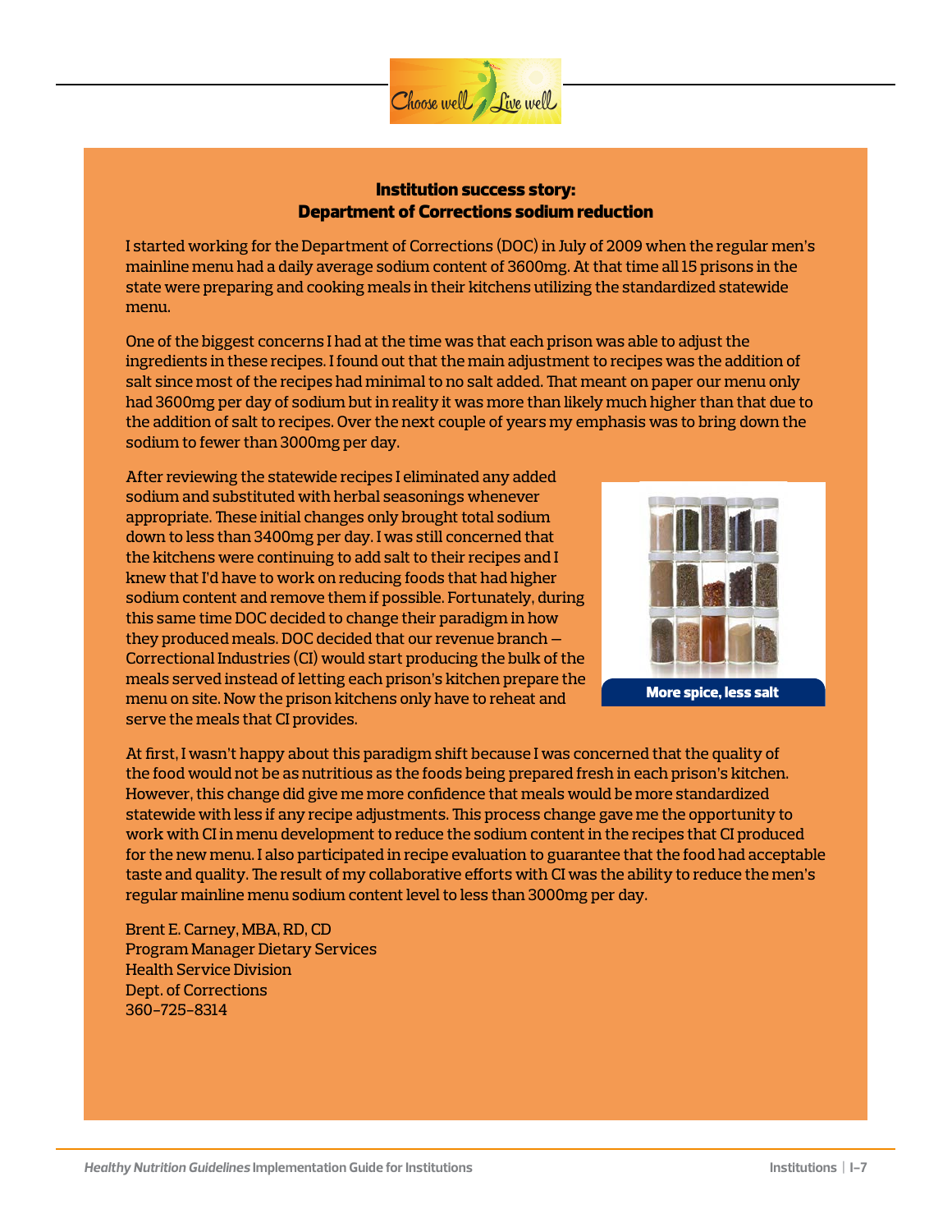## Institution success story: Department of Corrections sodium reduction

I started working for the Department of Corrections (DOC) in July of 2009 when the regular men's mainline menu had a daily average sodium content of 3600mg. At that time all 15 prisons in the state were preparing and cooking meals in their kitchens utilizing the standardized statewide menu.

One of the biggest concerns I had at the time was that each prison was able to adjust the ingredients in these recipes. I found out that the main adjustment to recipes was the addition of salt since most of the recipes had minimal to no salt added. That meant on paper our menu only had 3600mg per day of sodium but in reality it was more than likely much higher than that due to the addition of salt to recipes. Over the next couple of years my emphasis was to bring down the sodium to fewer than 3000mg per day.

After reviewing the statewide recipes I eliminated any added sodium and substituted with herbal seasonings whenever appropriate. These initial changes only brought total sodium down to less than 3400mg per day. I was still concerned that the kitchens were continuing to add salt to their recipes and I knew that I'd have to work on reducing foods that had higher sodium content and remove them if possible. Fortunately, during this same time DOC decided to change their paradigm in how they produced meals. DOC decided that our revenue branch – Correctional Industries (CI) would start producing the bulk of the meals served instead of letting each prison's kitchen prepare the menu on site. Now the prison kitchens only have to reheat and serve the meals that CI provides.

More spice, less salt

At first, I wasn't happy about this paradigm shift because I was concerned that the quality of the food would not be as nutritious as the foods being prepared fresh in each prison's kitchen. However, this change did give me more confidence that meals would be more standardized statewide with less if any recipe adjustments. This process change gave me the opportunity to work with CI in menu development to reduce the sodium content in the recipes that CI produced for the new menu. I also participated in recipe evaluation to guarantee that the food had acceptable taste and quality. The result of my collaborative efforts with CI was the ability to reduce the men's regular mainline menu sodium content level to less than 3000mg per day.

Brent E. Carney, MBA, RD, CD
Program Manager Dietary Services
Health Service Division
Dept. of Corrections
360-725-8314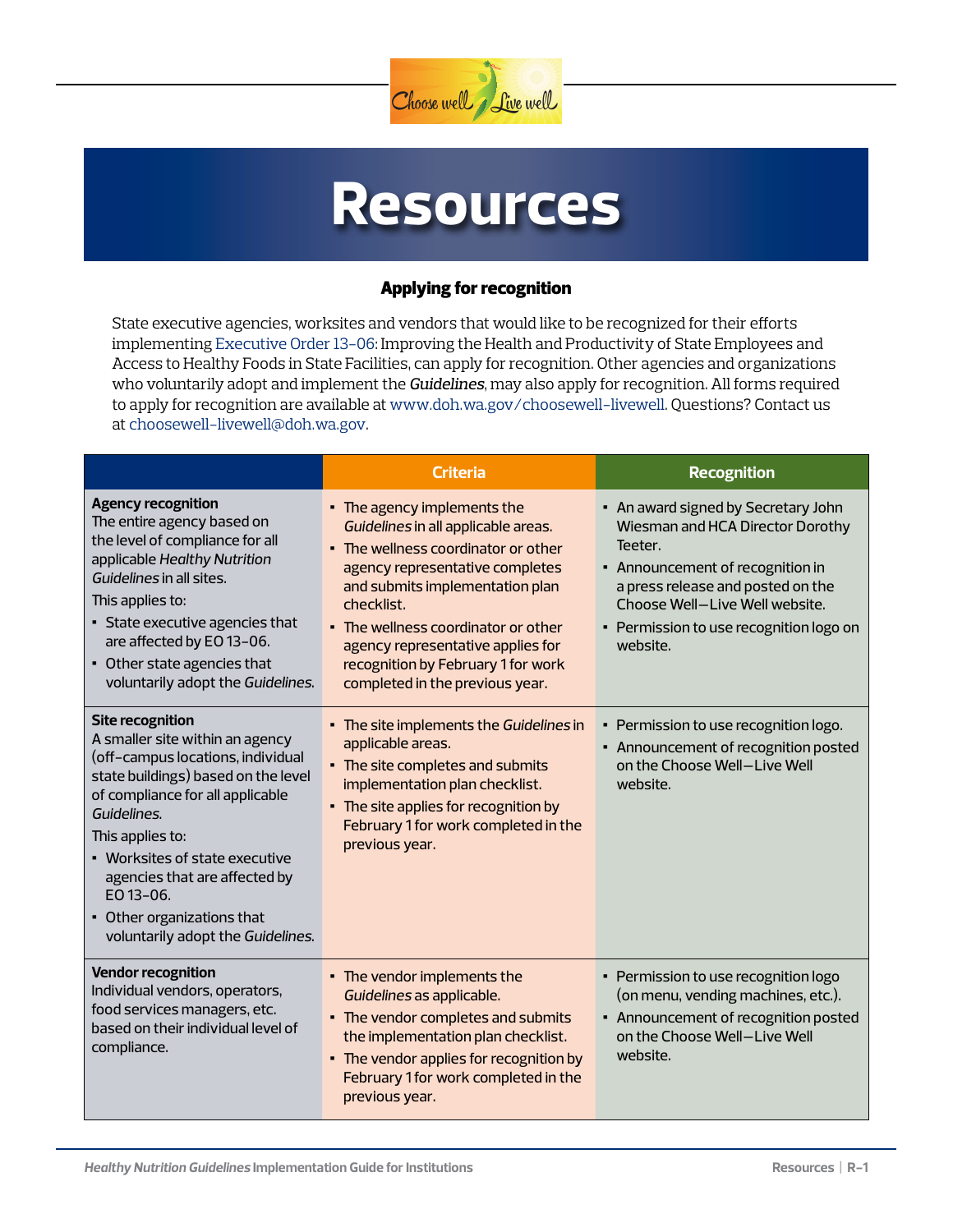# Resources

## Applying for recognition

State executive agencies, worksites and vendors that would like to be recognized for their efforts implementing Executive Order 13-06: Improving the Health and Productivity of State Employees and Access to Healthy Foods in State Facilities, can apply for recognition. Other agencies and organizations who voluntarily adopt and implement the *Guidelines*, may also apply for recognition. All forms required to apply for recognition are available at www.doh.wa.gov/choosewell-livewell. Questions? Contact us at choosewell-livewell@doh.wa.gov.

| | Criteria | Recognition |
|---|---|---|
| **Agency recognition**<br>The entire agency based on the level of compliance for all applicable *Healthy Nutrition Guidelines* in all sites.<br>This applies to:<br>▪ State executive agencies that are affected by EO 13-06.<br>▪ Other state agencies that voluntarily adopt the *Guidelines*. | ▪ The agency implements the *Guidelines* in all applicable areas.<br>▪ The wellness coordinator or other agency representative completes and submits implementation plan checklist.<br>▪ The wellness coordinator or other agency representative applies for recognition by February 1 for work completed in the previous year. | ▪ An award signed by Secretary John Wiesman and HCA Director Dorothy Teeter.<br>▪ Announcement of recognition in a press release and posted on the Choose Well—Live Well website.<br>▪ Permission to use recognition logo on website. |
| **Site recognition**<br>A smaller site within an agency (off-campus locations, individual state buildings) based on the level of compliance for all applicable *Guidelines*.<br>This applies to:<br>▪ Worksites of state executive agencies that are affected by EO 13-06.<br>▪ Other organizations that voluntarily adopt the *Guidelines*. | ▪ The site implements the *Guidelines* in applicable areas.<br>▪ The site completes and submits implementation plan checklist.<br>▪ The site applies for recognition by February 1 for work completed in the previous year. | ▪ Permission to use recognition logo.<br>▪ Announcement of recognition posted on the Choose Well—Live Well website. |
| **Vendor recognition**<br>Individual vendors, operators, food services managers, etc. based on their individual level of compliance. | ▪ The vendor implements the *Guidelines* as applicable.<br>▪ The vendor completes and submits the implementation plan checklist.<br>▪ The vendor applies for recognition by February 1 for work completed in the previous year. | ▪ Permission to use recognition logo (on menu, vending machines, etc.).<br>▪ Announcement of recognition posted on the Choose Well—Live Well website. |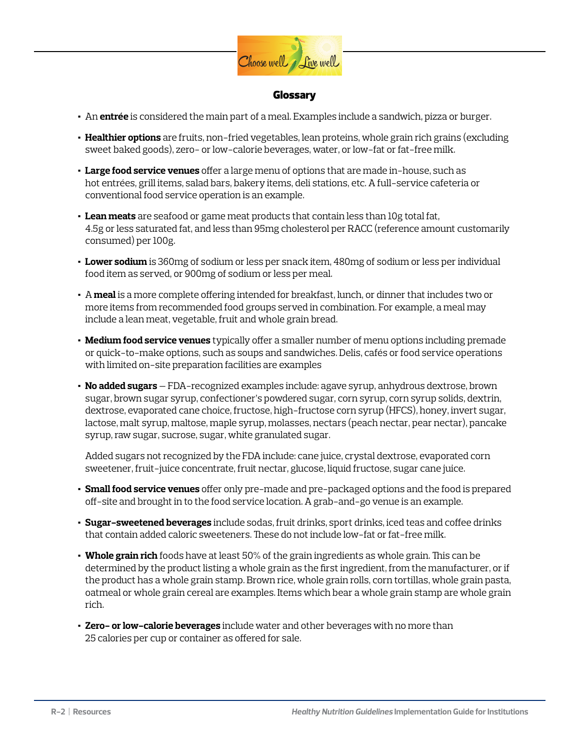## Glossary

- An **entrée** is considered the main part of a meal. Examples include a sandwich, pizza or burger.
- **Healthier options** are fruits, non-fried vegetables, lean proteins, whole grain rich grains (excluding sweet baked goods), zero- or low-calorie beverages, water, or low-fat or fat-free milk.
- **Large food service venues** offer a large menu of options that are made in-house, such as hot entrées, grill items, salad bars, bakery items, deli stations, etc. A full-service cafeteria or conventional food service operation is an example.
- **Lean meats** are seafood or game meat products that contain less than 10g total fat, 4.5g or less saturated fat, and less than 95mg cholesterol per RACC (reference amount customarily consumed) per 100g.
- **Lower sodium** is 360mg of sodium or less per snack item, 480mg of sodium or less per individual food item as served, or 900mg of sodium or less per meal.
- A **meal** is a more complete offering intended for breakfast, lunch, or dinner that includes two or more items from recommended food groups served in combination. For example, a meal may include a lean meat, vegetable, fruit and whole grain bread.
- **Medium food service venues** typically offer a smaller number of menu options including premade or quick-to-make options, such as soups and sandwiches. Delis, cafés or food service operations with limited on-site preparation facilities are examples
- **No added sugars** – FDA-recognized examples include: agave syrup, anhydrous dextrose, brown sugar, brown sugar syrup, confectioner's powdered sugar, corn syrup, corn syrup solids, dextrin, dextrose, evaporated cane choice, fructose, high-fructose corn syrup (HFCS), honey, invert sugar, lactose, malt syrup, maltose, maple syrup, molasses, nectars (peach nectar, pear nectar), pancake syrup, raw sugar, sucrose, sugar, white granulated sugar.

  Added sugars not recognized by the FDA include: cane juice, crystal dextrose, evaporated corn sweetener, fruit-juice concentrate, fruit nectar, glucose, liquid fructose, sugar cane juice.
- **Small food service venues** offer only pre-made and pre-packaged options and the food is prepared off-site and brought in to the food service location. A grab-and-go venue is an example.
- **Sugar-sweetened beverages** include sodas, fruit drinks, sport drinks, iced teas and coffee drinks that contain added caloric sweeteners. These do not include low-fat or fat-free milk.
- **Whole grain rich** foods have at least 50% of the grain ingredients as whole grain. This can be determined by the product listing a whole grain as the first ingredient, from the manufacturer, or if the product has a whole grain stamp. Brown rice, whole grain rolls, corn tortillas, whole grain pasta, oatmeal or whole grain cereal are examples. Items which bear a whole grain stamp are whole grain rich.
- **Zero- or low-calorie beverages** include water and other beverages with no more than 25 calories per cup or container as offered for sale.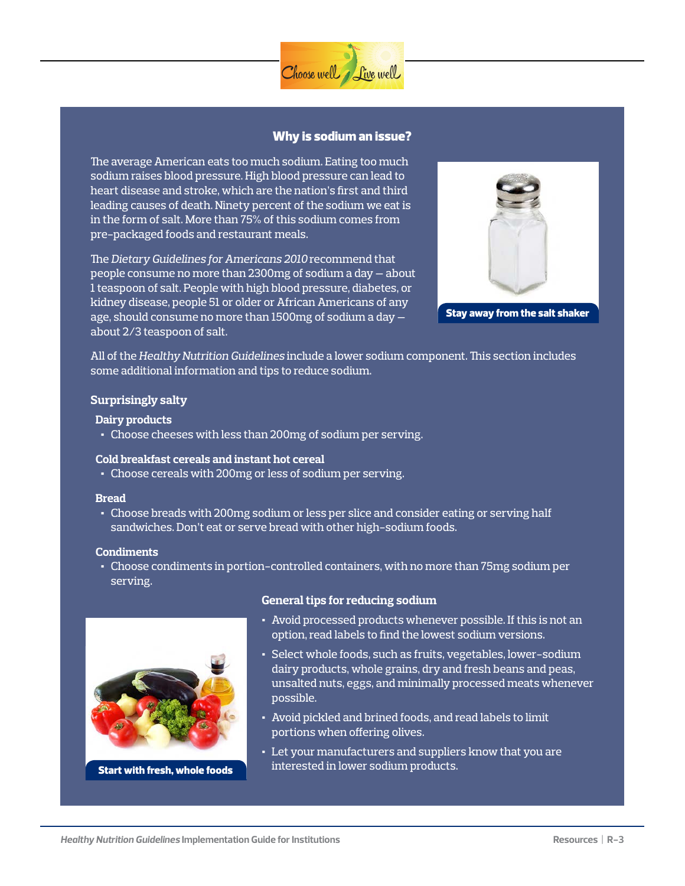## Why is sodium an issue?

The average American eats too much sodium. Eating too much sodium raises blood pressure. High blood pressure can lead to heart disease and stroke, which are the nation's first and third leading causes of death. Ninety percent of the sodium we eat is in the form of salt. More than 75% of this sodium comes from pre-packaged foods and restaurant meals.

The *Dietary Guidelines for Americans 2010* recommend that people consume no more than 2300mg of sodium a day — about 1 teaspoon of salt. People with high blood pressure, diabetes, or kidney disease, people 51 or older or African Americans of any age, should consume no more than 1500mg of sodium a day — about 2/3 teaspoon of salt.

**Stay away from the salt shaker**

All of the *Healthy Nutrition Guidelines* include a lower sodium component. This section includes some additional information and tips to reduce sodium.

### Surprisingly salty

**Dairy products**

- Choose cheeses with less than 200mg of sodium per serving.

**Cold breakfast cereals and instant hot cereal**

- Choose cereals with 200mg or less of sodium per serving.

**Bread**

- Choose breads with 200mg sodium or less per slice and consider eating or serving half sandwiches. Don't eat or serve bread with other high-sodium foods.

**Condiments**

- Choose condiments in portion-controlled containers, with no more than 75mg sodium per serving.

### General tips for reducing sodium

- Avoid processed products whenever possible. If this is not an option, read labels to find the lowest sodium versions.
- Select whole foods, such as fruits, vegetables, lower-sodium dairy products, whole grains, dry and fresh beans and peas, unsalted nuts, eggs, and minimally processed meats whenever possible.
- Avoid pickled and brined foods, and read labels to limit portions when offering olives.
- Let your manufacturers and suppliers know that you are interested in lower sodium products.

**Start with fresh, whole foods**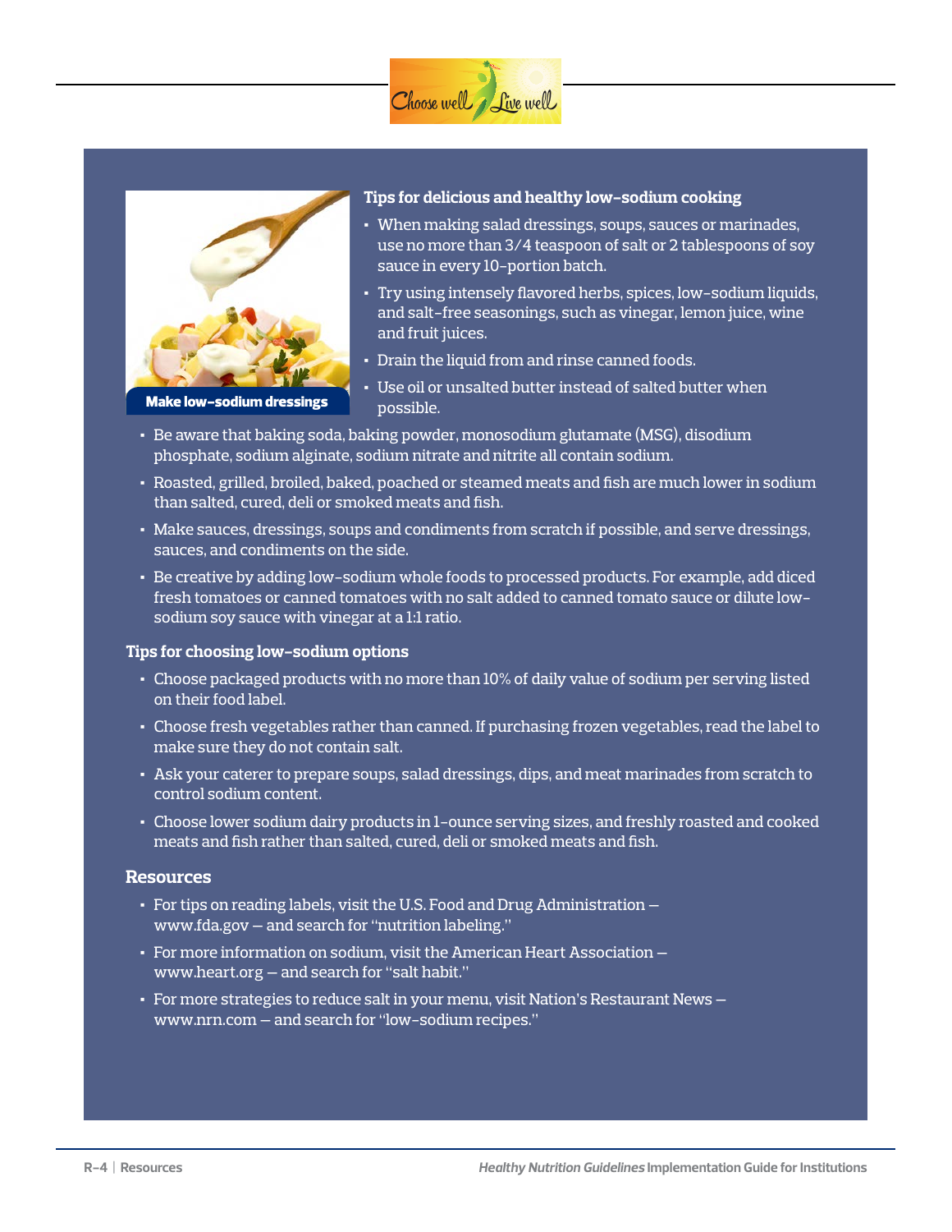Make low-sodium dressings

### Tips for delicious and healthy low-sodium cooking

- When making salad dressings, soups, sauces or marinades, use no more than 3/4 teaspoon of salt or 2 tablespoons of soy sauce in every 10-portion batch.
- Try using intensely flavored herbs, spices, low-sodium liquids, and salt-free seasonings, such as vinegar, lemon juice, wine and fruit juices.
- Drain the liquid from and rinse canned foods.
- Use oil or unsalted butter instead of salted butter when possible.
- Be aware that baking soda, baking powder, monosodium glutamate (MSG), disodium phosphate, sodium alginate, sodium nitrate and nitrite all contain sodium.
- Roasted, grilled, broiled, baked, poached or steamed meats and fish are much lower in sodium than salted, cured, deli or smoked meats and fish.
- Make sauces, dressings, soups and condiments from scratch if possible, and serve dressings, sauces, and condiments on the side.
- Be creative by adding low-sodium whole foods to processed products. For example, add diced fresh tomatoes or canned tomatoes with no salt added to canned tomato sauce or dilute low-sodium soy sauce with vinegar at a 1:1 ratio.

### Tips for choosing low-sodium options

- Choose packaged products with no more than 10% of daily value of sodium per serving listed on their food label.
- Choose fresh vegetables rather than canned. If purchasing frozen vegetables, read the label to make sure they do not contain salt.
- Ask your caterer to prepare soups, salad dressings, dips, and meat marinades from scratch to control sodium content.
- Choose lower sodium dairy products in 1-ounce serving sizes, and freshly roasted and cooked meats and fish rather than salted, cured, deli or smoked meats and fish.

## Resources

- For tips on reading labels, visit the U.S. Food and Drug Administration — www.fda.gov — and search for "nutrition labeling."
- For more information on sodium, visit the American Heart Association — www.heart.org — and search for "salt habit."
- For more strategies to reduce salt in your menu, visit Nation's Restaurant News — www.nrn.com — and search for "low-sodium recipes."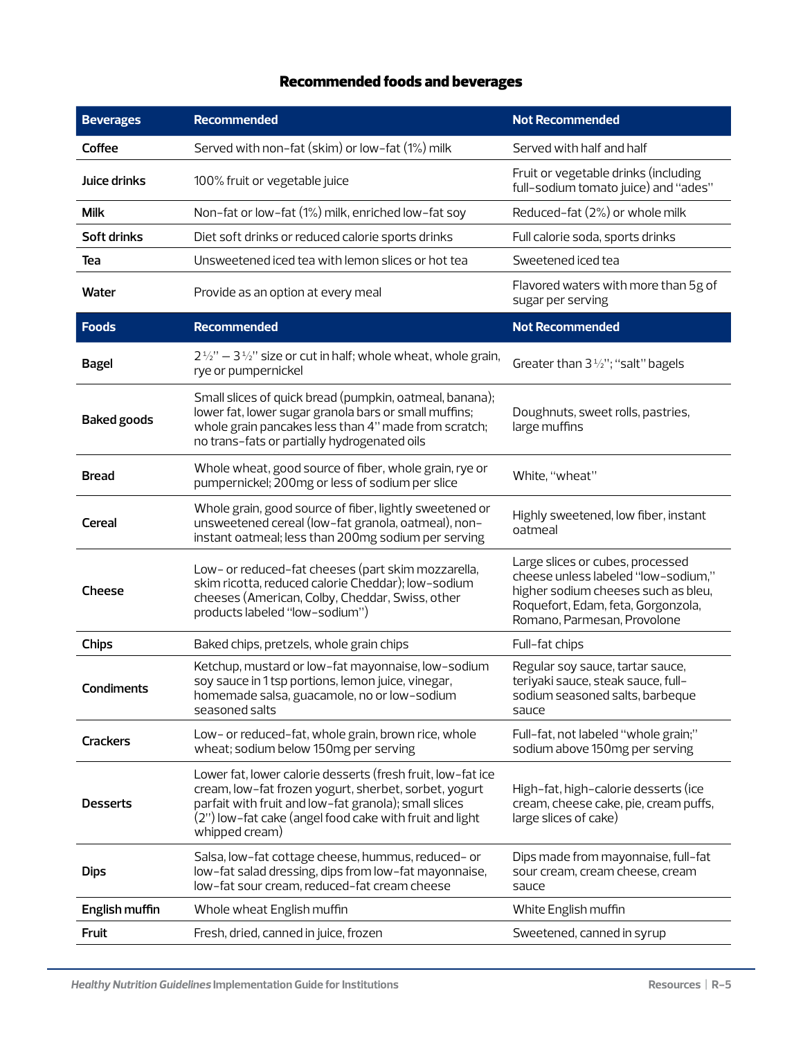## Recommended foods and beverages

| Beverages | Recommended | Not Recommended |
|---|---|---|
| Coffee | Served with non-fat (skim) or low-fat (1%) milk | Served with half and half |
| Juice drinks | 100% fruit or vegetable juice | Fruit or vegetable drinks (including full-sodium tomato juice) and "ades" |
| Milk | Non-fat or low-fat (1%) milk, enriched low-fat soy | Reduced-fat (2%) or whole milk |
| Soft drinks | Diet soft drinks or reduced calorie sports drinks | Full calorie soda, sports drinks |
| Tea | Unsweetened iced tea with lemon slices or hot tea | Sweetened iced tea |
| Water | Provide as an option at every meal | Flavored waters with more than 5g of sugar per serving |
| **Foods** | **Recommended** | **Not Recommended** |
| Bagel | 2½" – 3½" size or cut in half; whole wheat, whole grain, rye or pumpernickel | Greater than 3½"; "salt" bagels |
| Baked goods | Small slices of quick bread (pumpkin, oatmeal, banana); lower fat, lower sugar granola bars or small muffins; whole grain pancakes less than 4" made from scratch; no trans-fats or partially hydrogenated oils | Doughnuts, sweet rolls, pastries, large muffins |
| Bread | Whole wheat, good source of fiber, whole grain, rye or pumpernickel; 200mg or less of sodium per slice | White, "wheat" |
| Cereal | Whole grain, good source of fiber, lightly sweetened or unsweetened cereal (low-fat granola, oatmeal), non-instant oatmeal; less than 200mg sodium per serving | Highly sweetened, low fiber, instant oatmeal |
| Cheese | Low- or reduced-fat cheeses (part skim mozzarella, skim ricotta, reduced calorie Cheddar); low-sodium cheeses (American, Colby, Cheddar, Swiss, other products labeled "low-sodium") | Large slices or cubes, processed cheese unless labeled "low-sodium," higher sodium cheeses such as bleu, Roquefort, Edam, feta, Gorgonzola, Romano, Parmesan, Provolone |
| Chips | Baked chips, pretzels, whole grain chips | Full-fat chips |
| Condiments | Ketchup, mustard or low-fat mayonnaise, low-sodium soy sauce in 1 tsp portions, lemon juice, vinegar, homemade salsa, guacamole, no or low-sodium seasoned salts | Regular soy sauce, tartar sauce, teriyaki sauce, steak sauce, full-sodium seasoned salts, barbeque sauce |
| Crackers | Low- or reduced-fat, whole grain, brown rice, whole wheat; sodium below 150mg per serving | Full-fat, not labeled "whole grain;" sodium above 150mg per serving |
| Desserts | Lower fat, lower calorie desserts (fresh fruit, low-fat ice cream, low-fat frozen yogurt, sherbet, sorbet, yogurt parfait with fruit and low-fat granola); small slices (2") low-fat cake (angel food cake with fruit and light whipped cream) | High-fat, high-calorie desserts (ice cream, cheese cake, pie, cream puffs, large slices of cake) |
| Dips | Salsa, low-fat cottage cheese, hummus, reduced- or low-fat salad dressing, dips from low-fat mayonnaise, low-fat sour cream, reduced-fat cream cheese | Dips made from mayonnaise, full-fat sour cream, cream cheese, cream sauce |
| English muffin | Whole wheat English muffin | White English muffin |
| Fruit | Fresh, dried, canned in juice, frozen | Sweetened, canned in syrup |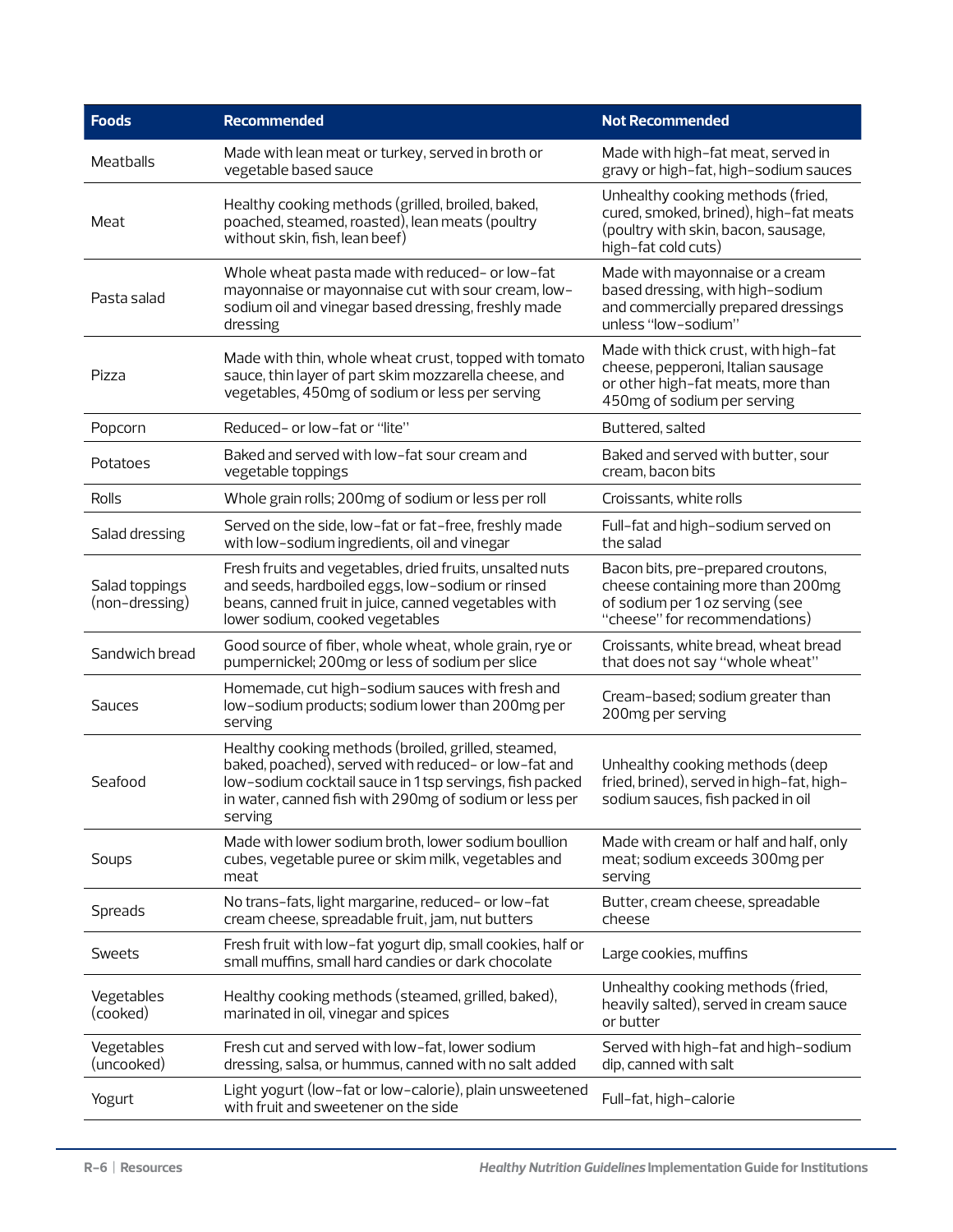| Foods | Recommended | Not Recommended |
|---|---|---|
| Meatballs | Made with lean meat or turkey, served in broth or vegetable based sauce | Made with high-fat meat, served in gravy or high-fat, high-sodium sauces |
| Meat | Healthy cooking methods (grilled, broiled, baked, poached, steamed, roasted), lean meats (poultry without skin, fish, lean beef) | Unhealthy cooking methods (fried, cured, smoked, brined), high-fat meats (poultry with skin, bacon, sausage, high-fat cold cuts) |
| Pasta salad | Whole wheat pasta made with reduced- or low-fat mayonnaise or mayonnaise cut with sour cream, low-sodium oil and vinegar based dressing, freshly made dressing | Made with mayonnaise or a cream based dressing, with high-sodium and commercially prepared dressings unless "low-sodium" |
| Pizza | Made with thin, whole wheat crust, topped with tomato sauce, thin layer of part skim mozzarella cheese, and vegetables, 450mg of sodium or less per serving | Made with thick crust, with high-fat cheese, pepperoni, Italian sausage or other high-fat meats, more than 450mg of sodium per serving |
| Popcorn | Reduced- or low-fat or "lite" | Buttered, salted |
| Potatoes | Baked and served with low-fat sour cream and vegetable toppings | Baked and served with butter, sour cream, bacon bits |
| Rolls | Whole grain rolls; 200mg of sodium or less per roll | Croissants, white rolls |
| Salad dressing | Served on the side, low-fat or fat-free, freshly made with low-sodium ingredients, oil and vinegar | Full-fat and high-sodium served on the salad |
| Salad toppings (non-dressing) | Fresh fruits and vegetables, dried fruits, unsalted nuts and seeds, hardboiled eggs, low-sodium or rinsed beans, canned fruit in juice, canned vegetables with lower sodium, cooked vegetables | Bacon bits, pre-prepared croutons, cheese containing more than 200mg of sodium per 1 oz serving (see "cheese" for recommendations) |
| Sandwich bread | Good source of fiber, whole wheat, whole grain, rye or pumpernickel; 200mg or less of sodium per slice | Croissants, white bread, wheat bread that does not say "whole wheat" |
| Sauces | Homemade, cut high-sodium sauces with fresh and low-sodium products; sodium lower than 200mg per serving | Cream-based; sodium greater than 200mg per serving |
| Seafood | Healthy cooking methods (broiled, grilled, steamed, baked, poached), served with reduced- or low-fat and low-sodium cocktail sauce in 1 tsp servings, fish packed in water, canned fish with 290mg of sodium or less per serving | Unhealthy cooking methods (deep fried, brined), served in high-fat, high-sodium sauces, fish packed in oil |
| Soups | Made with lower sodium broth, lower sodium boullion cubes, vegetable puree or skim milk, vegetables and meat | Made with cream or half and half, only meat; sodium exceeds 300mg per serving |
| Spreads | No trans-fats, light margarine, reduced- or low-fat cream cheese, spreadable fruit, jam, nut butters | Butter, cream cheese, spreadable cheese |
| Sweets | Fresh fruit with low-fat yogurt dip, small cookies, half or small muffins, small hard candies or dark chocolate | Large cookies, muffins |
| Vegetables (cooked) | Healthy cooking methods (steamed, grilled, baked), marinated in oil, vinegar and spices | Unhealthy cooking methods (fried, heavily salted), served in cream sauce or butter |
| Vegetables (uncooked) | Fresh cut and served with low-fat, lower sodium dressing, salsa, or hummus, canned with no salt added | Served with high-fat and high-sodium dip, canned with salt |
| Yogurt | Light yogurt (low-fat or low-calorie), plain unsweetened with fruit and sweetener on the side | Full-fat, high-calorie |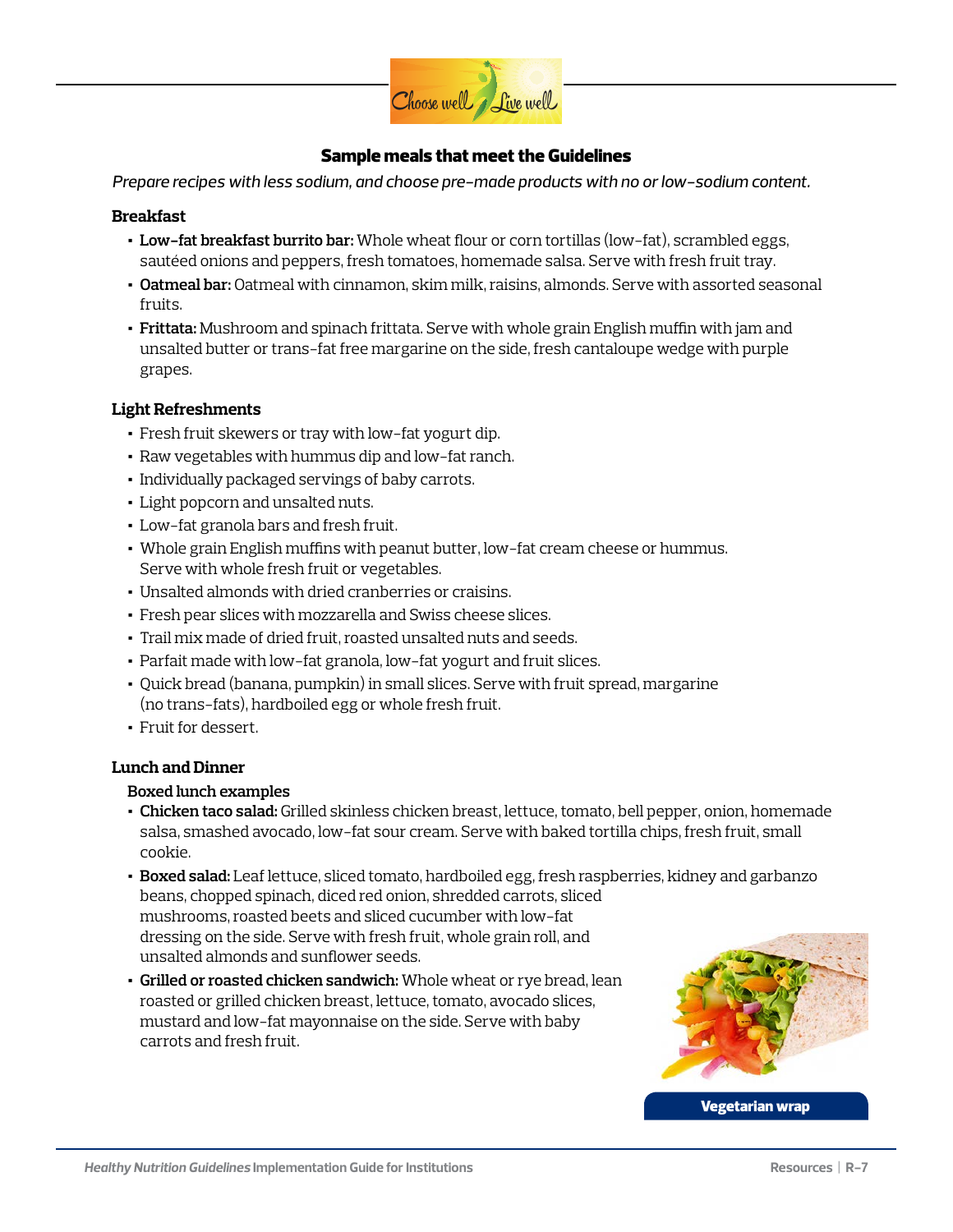## Sample meals that meet the Guidelines

*Prepare recipes with less sodium, and choose pre-made products with no or low-sodium content.*

### Breakfast

- **Low-fat breakfast burrito bar:** Whole wheat flour or corn tortillas (low-fat), scrambled eggs, sautéed onions and peppers, fresh tomatoes, homemade salsa. Serve with fresh fruit tray.
- **Oatmeal bar:** Oatmeal with cinnamon, skim milk, raisins, almonds. Serve with assorted seasonal fruits.
- **Frittata:** Mushroom and spinach frittata. Serve with whole grain English muffin with jam and unsalted butter or trans-fat free margarine on the side, fresh cantaloupe wedge with purple grapes.

### Light Refreshments

- Fresh fruit skewers or tray with low-fat yogurt dip.
- Raw vegetables with hummus dip and low-fat ranch.
- Individually packaged servings of baby carrots.
- Light popcorn and unsalted nuts.
- Low-fat granola bars and fresh fruit.
- Whole grain English muffins with peanut butter, low-fat cream cheese or hummus. Serve with whole fresh fruit or vegetables.
- Unsalted almonds with dried cranberries or craisins.
- Fresh pear slices with mozzarella and Swiss cheese slices.
- Trail mix made of dried fruit, roasted unsalted nuts and seeds.
- Parfait made with low-fat granola, low-fat yogurt and fruit slices.
- Quick bread (banana, pumpkin) in small slices. Serve with fruit spread, margarine (no trans-fats), hardboiled egg or whole fresh fruit.
- Fruit for dessert.

### Lunch and Dinner

#### Boxed lunch examples

- **Chicken taco salad:** Grilled skinless chicken breast, lettuce, tomato, bell pepper, onion, homemade salsa, smashed avocado, low-fat sour cream. Serve with baked tortilla chips, fresh fruit, small cookie.
- **Boxed salad:** Leaf lettuce, sliced tomato, hardboiled egg, fresh raspberries, kidney and garbanzo beans, chopped spinach, diced red onion, shredded carrots, sliced mushrooms, roasted beets and sliced cucumber with low-fat dressing on the side. Serve with fresh fruit, whole grain roll, and unsalted almonds and sunflower seeds.
- **Grilled or roasted chicken sandwich:** Whole wheat or rye bread, lean roasted or grilled chicken breast, lettuce, tomato, avocado slices, mustard and low-fat mayonnaise on the side. Serve with baby carrots and fresh fruit.

Vegetarian wrap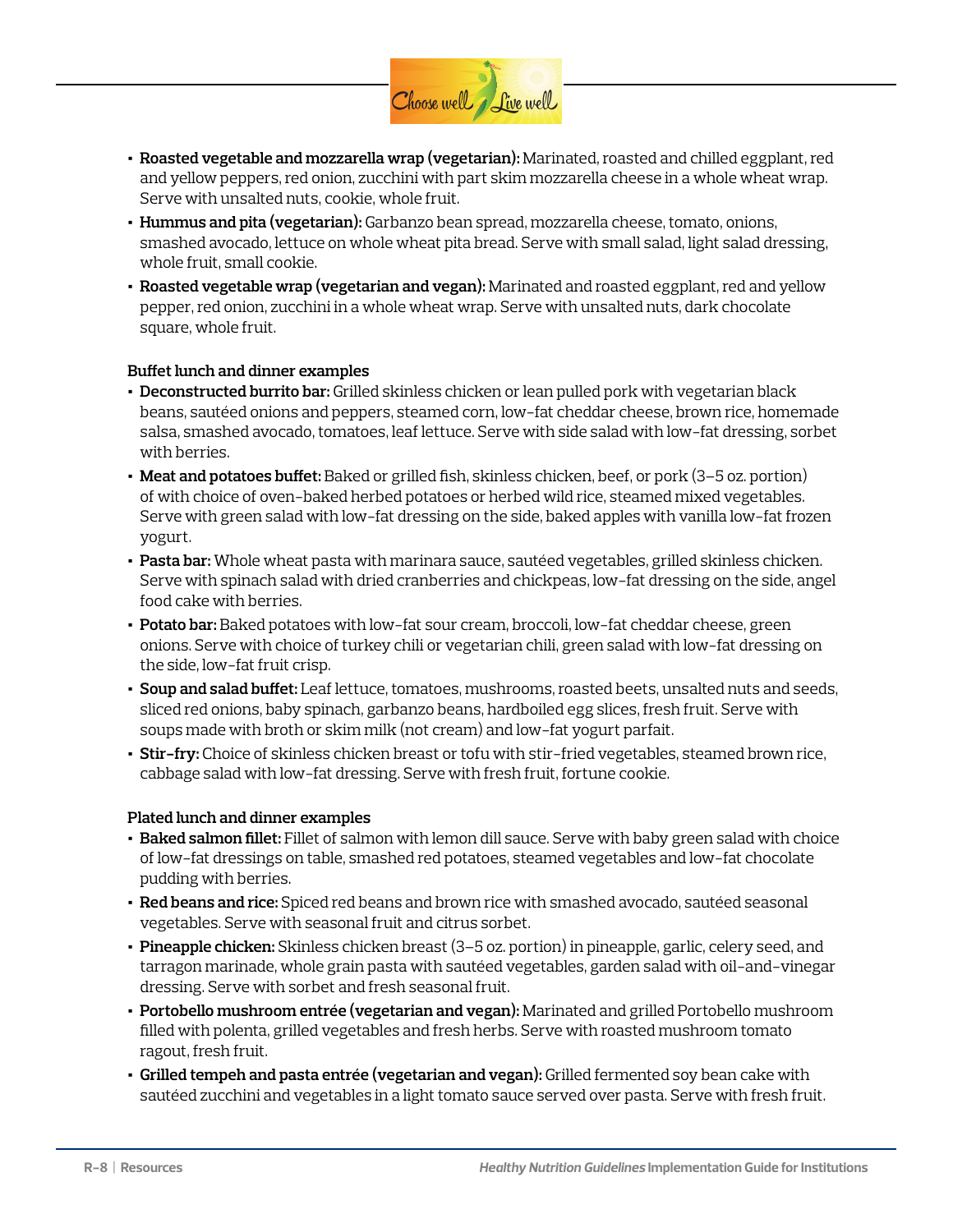- **Roasted vegetable and mozzarella wrap (vegetarian):** Marinated, roasted and chilled eggplant, red and yellow peppers, red onion, zucchini with part skim mozzarella cheese in a whole wheat wrap. Serve with unsalted nuts, cookie, whole fruit.
- **Hummus and pita (vegetarian):** Garbanzo bean spread, mozzarella cheese, tomato, onions, smashed avocado, lettuce on whole wheat pita bread. Serve with small salad, light salad dressing, whole fruit, small cookie.
- **Roasted vegetable wrap (vegetarian and vegan):** Marinated and roasted eggplant, red and yellow pepper, red onion, zucchini in a whole wheat wrap. Serve with unsalted nuts, dark chocolate square, whole fruit.

**Buffet lunch and dinner examples**

- **Deconstructed burrito bar:** Grilled skinless chicken or lean pulled pork with vegetarian black beans, sautéed onions and peppers, steamed corn, low-fat cheddar cheese, brown rice, homemade salsa, smashed avocado, tomatoes, leaf lettuce. Serve with side salad with low-fat dressing, sorbet with berries.
- **Meat and potatoes buffet:** Baked or grilled fish, skinless chicken, beef, or pork (3–5 oz. portion) of with choice of oven-baked herbed potatoes or herbed wild rice, steamed mixed vegetables. Serve with green salad with low-fat dressing on the side, baked apples with vanilla low-fat frozen yogurt.
- **Pasta bar:** Whole wheat pasta with marinara sauce, sautéed vegetables, grilled skinless chicken. Serve with spinach salad with dried cranberries and chickpeas, low-fat dressing on the side, angel food cake with berries.
- **Potato bar:** Baked potatoes with low-fat sour cream, broccoli, low-fat cheddar cheese, green onions. Serve with choice of turkey chili or vegetarian chili, green salad with low-fat dressing on the side, low-fat fruit crisp.
- **Soup and salad buffet:** Leaf lettuce, tomatoes, mushrooms, roasted beets, unsalted nuts and seeds, sliced red onions, baby spinach, garbanzo beans, hardboiled egg slices, fresh fruit. Serve with soups made with broth or skim milk (not cream) and low-fat yogurt parfait.
- **Stir-fry:** Choice of skinless chicken breast or tofu with stir-fried vegetables, steamed brown rice, cabbage salad with low-fat dressing. Serve with fresh fruit, fortune cookie.

**Plated lunch and dinner examples**

- **Baked salmon fillet:** Fillet of salmon with lemon dill sauce. Serve with baby green salad with choice of low-fat dressings on table, smashed red potatoes, steamed vegetables and low-fat chocolate pudding with berries.
- **Red beans and rice:** Spiced red beans and brown rice with smashed avocado, sautéed seasonal vegetables. Serve with seasonal fruit and citrus sorbet.
- **Pineapple chicken:** Skinless chicken breast (3–5 oz. portion) in pineapple, garlic, celery seed, and tarragon marinade, whole grain pasta with sautéed vegetables, garden salad with oil-and-vinegar dressing. Serve with sorbet and fresh seasonal fruit.
- **Portobello mushroom entrée (vegetarian and vegan):** Marinated and grilled Portobello mushroom filled with polenta, grilled vegetables and fresh herbs. Serve with roasted mushroom tomato ragout, fresh fruit.
- **Grilled tempeh and pasta entrée (vegetarian and vegan):** Grilled fermented soy bean cake with sautéed zucchini and vegetables in a light tomato sauce served over pasta. Serve with fresh fruit.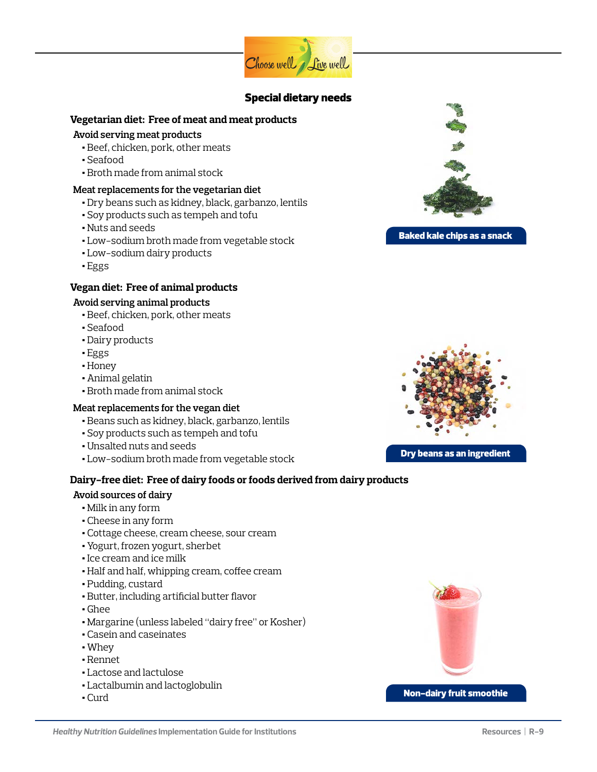## Special dietary needs

### Vegetarian diet: Free of meat and meat products

**Avoid serving meat products**

- Beef, chicken, pork, other meats
- Seafood
- Broth made from animal stock

**Meat replacements for the vegetarian diet**

- Dry beans such as kidney, black, garbanzo, lentils
- Soy products such as tempeh and tofu
- Nuts and seeds
- Low-sodium broth made from vegetable stock
- Low-sodium dairy products
- Eggs

Baked kale chips as a snack

### Vegan diet: Free of animal products

**Avoid serving animal products**

- Beef, chicken, pork, other meats
- Seafood
- Dairy products
- Eggs
- Honey
- Animal gelatin
- Broth made from animal stock

**Meat replacements for the vegan diet**

- Beans such as kidney, black, garbanzo, lentils
- Soy products such as tempeh and tofu
- Unsalted nuts and seeds
- Low-sodium broth made from vegetable stock

Dry beans as an ingredient

### Dairy-free diet: Free of dairy foods or foods derived from dairy products

**Avoid sources of dairy**

- Milk in any form
- Cheese in any form
- Cottage cheese, cream cheese, sour cream
- Yogurt, frozen yogurt, sherbet
- Ice cream and ice milk
- Half and half, whipping cream, coffee cream
- Pudding, custard
- Butter, including artificial butter flavor
- Ghee
- Margarine (unless labeled "dairy free" or Kosher)
- Casein and caseinates
- Whey
- Rennet
- Lactose and lactulose
- Lactalbumin and lactoglobulin
- Curd

Non-dairy fruit smoothie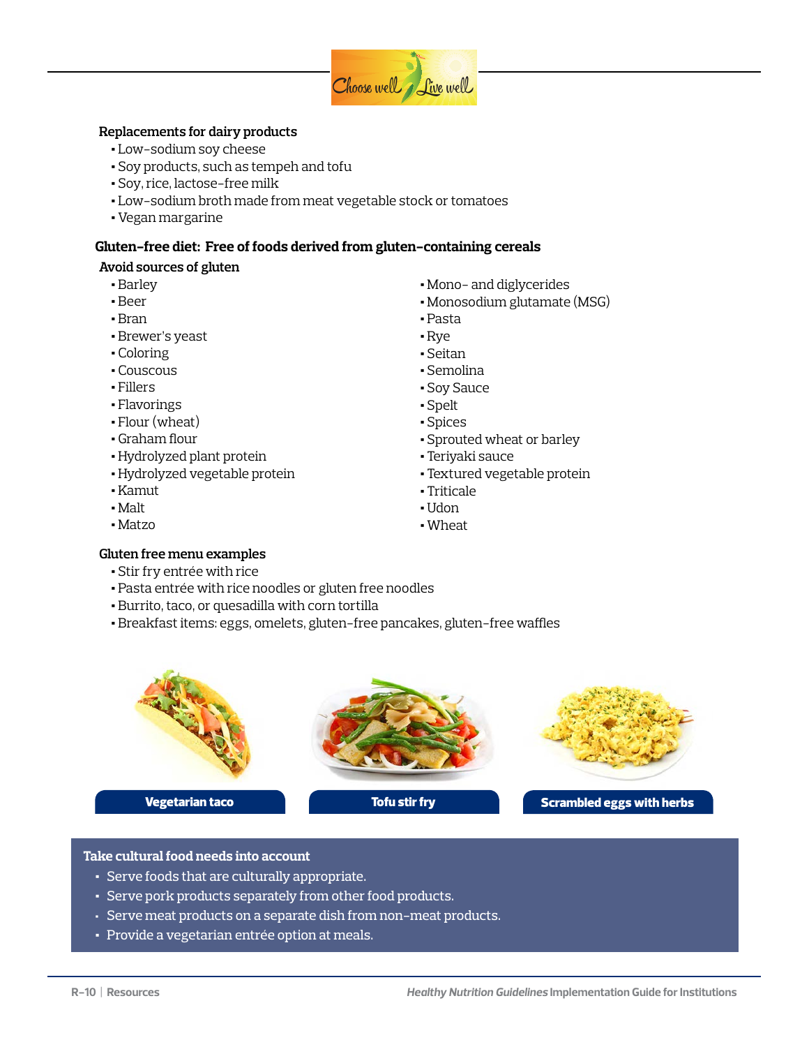### Replacements for dairy products

- Low-sodium soy cheese
- Soy products, such as tempeh and tofu
- Soy, rice, lactose-free milk
- Low-sodium broth made from meat vegetable stock or tomatoes
- Vegan margarine

## Gluten-free diet: Free of foods derived from gluten-containing cereals

### Avoid sources of gluten

- Barley
- Beer
- Bran
- Brewer's yeast
- Coloring
- Couscous
- Fillers
- Flavorings
- Flour (wheat)
- Graham flour
- Hydrolyzed plant protein
- Hydrolyzed vegetable protein
- Kamut
- Malt
- Matzo
- Mono- and diglycerides
- Monosodium glutamate (MSG)
- Pasta
- Rye
- Seitan
- Semolina
- Soy Sauce
- Spelt
- Spices
- Sprouted wheat or barley
- Teriyaki sauce
- Textured vegetable protein
- Triticale
- Udon
- Wheat

### Gluten free menu examples

- Stir fry entrée with rice
- Pasta entrée with rice noodles or gluten free noodles
- Burrito, taco, or quesadilla with corn tortilla
- Breakfast items: eggs, omelets, gluten-free pancakes, gluten-free waffles

**Vegetarian taco**

**Tofu stir fry**

**Scrambled eggs with herbs**

### Take cultural food needs into account

- Serve foods that are culturally appropriate.
- Serve pork products separately from other food products.
- Serve meat products on a separate dish from non-meat products.
- Provide a vegetarian entrée option at meals.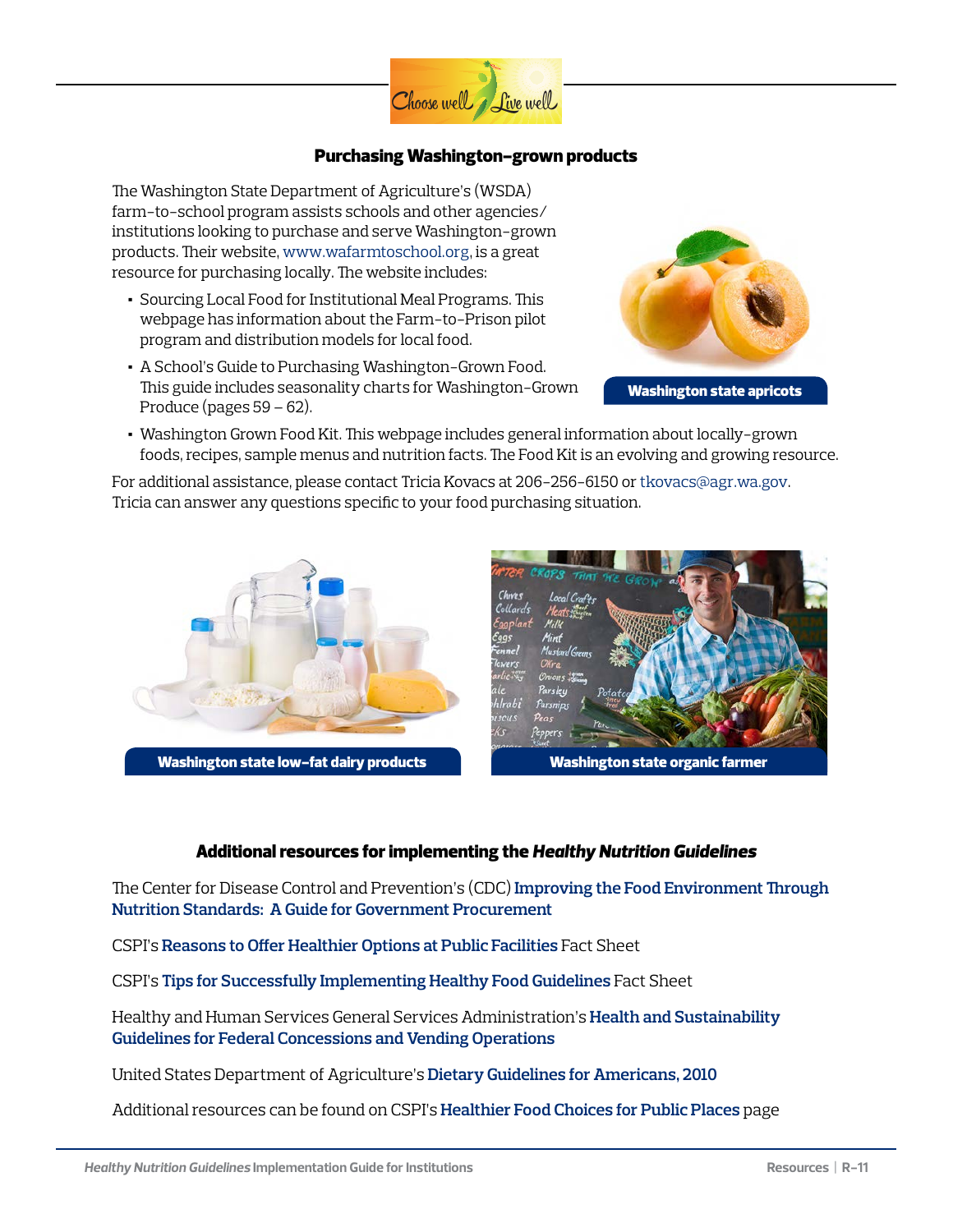## Purchasing Washington-grown products

The Washington State Department of Agriculture's (WSDA) farm-to-school program assists schools and other agencies/institutions looking to purchase and serve Washington-grown products. Their website, www.wafarmtoschool.org, is a great resource for purchasing locally. The website includes:

- Sourcing Local Food for Institutional Meal Programs. This webpage has information about the Farm-to-Prison pilot program and distribution models for local food.
- A School's Guide to Purchasing Washington-Grown Food. This guide includes seasonality charts for Washington-Grown Produce (pages 59 – 62).
- Washington Grown Food Kit. This webpage includes general information about locally-grown foods, recipes, sample menus and nutrition facts. The Food Kit is an evolving and growing resource.

Washington state apricots

For additional assistance, please contact Tricia Kovacs at 206-256-6150 or tkovacs@agr.wa.gov. Tricia can answer any questions specific to your food purchasing situation.

Washington state low-fat dairy products

Washington state organic farmer

## Additional resources for implementing the *Healthy Nutrition Guidelines*

The Center for Disease Control and Prevention's (CDC) **Improving the Food Environment Through Nutrition Standards: A Guide for Government Procurement**

CSPI's **Reasons to Offer Healthier Options at Public Facilities** Fact Sheet

CSPI's **Tips for Successfully Implementing Healthy Food Guidelines** Fact Sheet

Healthy and Human Services General Services Administration's **Health and Sustainability Guidelines for Federal Concessions and Vending Operations**

United States Department of Agriculture's **Dietary Guidelines for Americans, 2010**

Additional resources can be found on CSPI's **Healthier Food Choices for Public Places** page